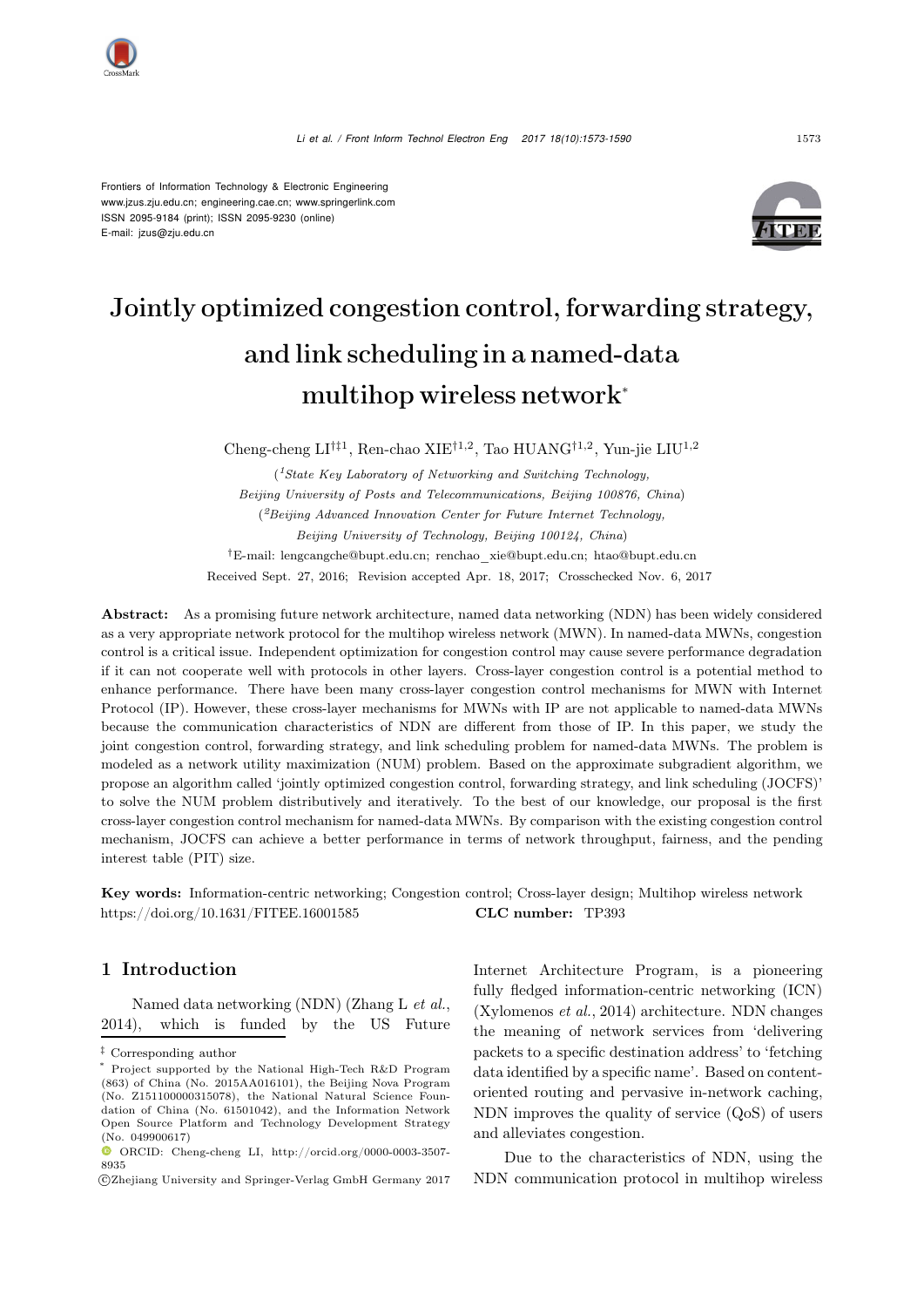Frontiers of Information Technology & Electronic Engineering
www.jzus.zju.edu.cn; engineering.cae.cn; www.springerlink.com
ISSN 2095-9184 (print); ISSN 2095-9230 (online)
E-mail: jzus@zju.edu.cn

# Jointly optimized congestion control, forwarding strategy, and link scheduling in a named-data multihop wireless network*

Cheng-cheng LI[†‡1], Ren-chao XIE[†1,2], Tao HUANG[†1,2], Yun-jie LIU[1,2]

([1]*State Key Laboratory of Networking and Switching Technology, Beijing University of Posts and Telecommunications, Beijing 100876, China*)

([2]*Beijing Advanced Innovation Center for Future Internet Technology, Beijing University of Technology, Beijing 100124, China*)

[†]E-mail: lengcangche@bupt.edu.cn; renchao_xie@bupt.edu.cn; htao@bupt.edu.cn

Received Sept. 27, 2016; Revision accepted Apr. 18, 2017; Crosschecked Nov. 6, 2017

**Abstract:** As a promising future network architecture, named data networking (NDN) has been widely considered as a very appropriate network protocol for the multihop wireless network (MWN). In named-data MWNs, congestion control is a critical issue. Independent optimization for congestion control may cause severe performance degradation if it can not cooperate well with protocols in other layers. Cross-layer congestion control is a potential method to enhance performance. There have been many cross-layer congestion control mechanisms for MWN with Internet Protocol (IP). However, these cross-layer mechanisms for MWNs with IP are not applicable to named-data MWNs because the communication characteristics of NDN are different from those of IP. In this paper, we study the joint congestion control, forwarding strategy, and link scheduling problem for named-data MWNs. The problem is modeled as a network utility maximization (NUM) problem. Based on the approximate subgradient algorithm, we propose an algorithm called 'jointly optimized congestion control, forwarding strategy, and link scheduling (JOCFS)' to solve the NUM problem distributively and iteratively. To the best of our knowledge, our proposal is the first cross-layer congestion control mechanism for named-data MWNs. By comparison with the existing congestion control mechanism, JOCFS can achieve a better performance in terms of network throughput, fairness, and the pending interest table (PIT) size.

**Key words:** Information-centric networking; Congestion control; Cross-layer design; Multihop wireless network
https://doi.org/10.1631/FITEE.16001585 **CLC number:** TP393

## 1 Introduction

Named data networking (NDN) (Zhang L *et al.*, 2014), which is funded by the US Future Internet Architecture Program, is a pioneering fully fledged information-centric networking (ICN) (Xylomenos *et al.*, 2014) architecture. NDN changes the meaning of network services from 'delivering packets to a specific destination address' to 'fetching data identified by a specific name'. Based on content-oriented routing and pervasive in-network caching, NDN improves the quality of service (QoS) of users and alleviates congestion.

Due to the characteristics of NDN, using the NDN communication protocol in multihop wireless

---

‡ Corresponding author

\* Project supported by the National High-Tech R&D Program (863) of China (No. 2015AA016101), the Beijing Nova Program (No. Z151100000315078), the National Natural Science Foundation of China (No. 61501042), and the Information Network Open Source Platform and Technology Development Strategy (No. 049900617)

ORCID: Cheng-cheng LI, http://orcid.org/0000-0003-3507-8935

©Zhejiang University and Springer-Verlag GmbH Germany 2017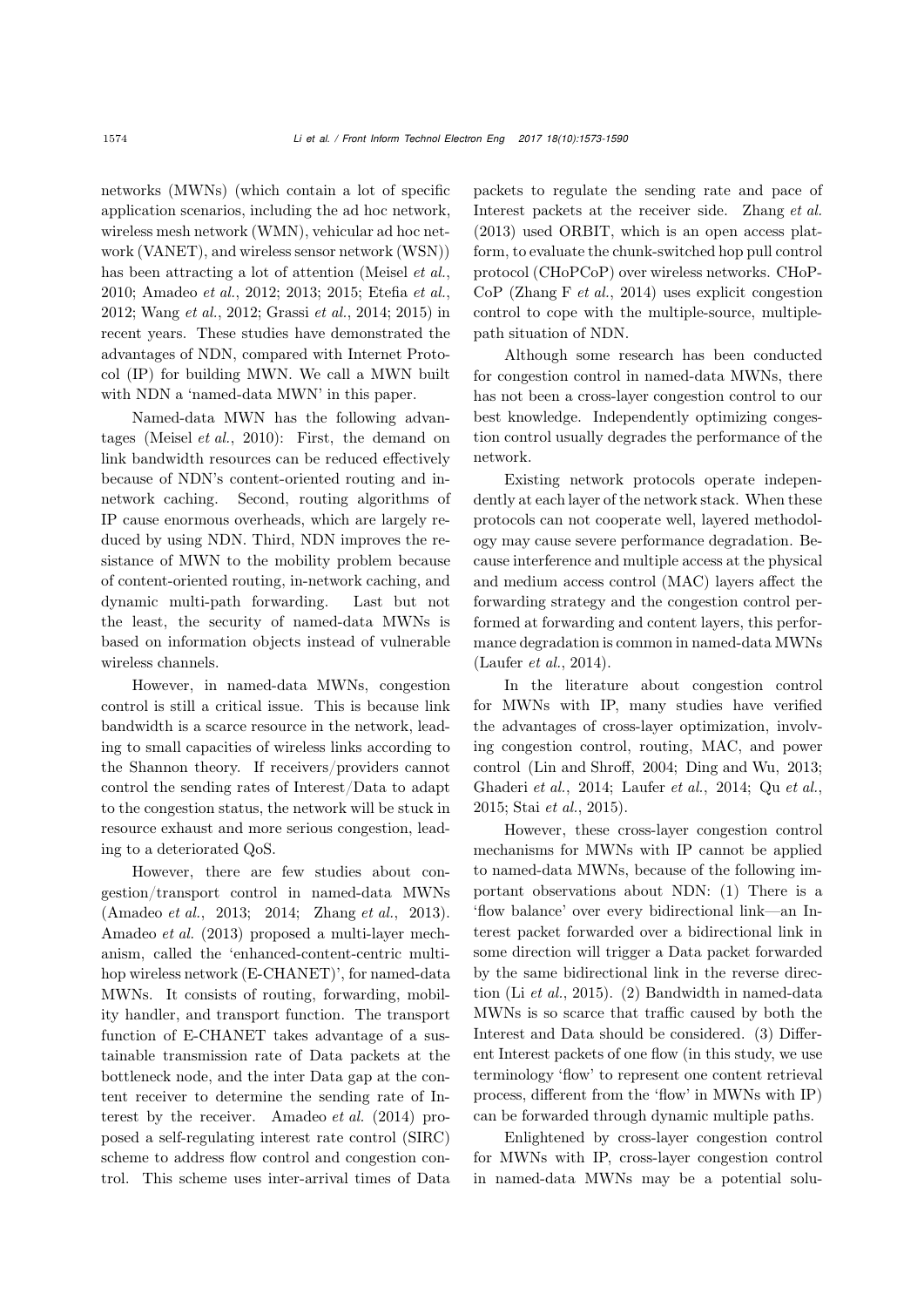networks (MWNs) (which contain a lot of specific application scenarios, including the ad hoc network, wireless mesh network (WMN), vehicular ad hoc network (VANET), and wireless sensor network (WSN)) has been attracting a lot of attention (Meisel *et al.*, 2010; Amadeo *et al.*, 2012; 2013; 2015; Etefia *et al.*, 2012; Wang *et al.*, 2012; Grassi *et al.*, 2014; 2015) in recent years. These studies have demonstrated the advantages of NDN, compared with Internet Protocol (IP) for building MWN. We call a MWN built with NDN a 'named-data MWN' in this paper.

Named-data MWN has the following advantages (Meisel *et al.*, 2010): First, the demand on link bandwidth resources can be reduced effectively because of NDN's content-oriented routing and in-network caching. Second, routing algorithms of IP cause enormous overheads, which are largely reduced by using NDN. Third, NDN improves the resistance of MWN to the mobility problem because of content-oriented routing, in-network caching, and dynamic multi-path forwarding. Last but not the least, the security of named-data MWNs is based on information objects instead of vulnerable wireless channels.

However, in named-data MWNs, congestion control is still a critical issue. This is because link bandwidth is a scarce resource in the network, leading to small capacities of wireless links according to the Shannon theory. If receivers/providers cannot control the sending rates of Interest/Data to adapt to the congestion status, the network will be stuck in resource exhaust and more serious congestion, leading to a deteriorated QoS.

However, there are few studies about congestion/transport control in named-data MWNs (Amadeo *et al.*, 2013; 2014; Zhang *et al.*, 2013). Amadeo *et al.* (2013) proposed a multi-layer mechanism, called the 'enhanced-content-centric multihop wireless network (E-CHANET)', for named-data MWNs. It consists of routing, forwarding, mobility handler, and transport function. The transport function of E-CHANET takes advantage of a sustainable transmission rate of Data packets at the bottleneck node, and the inter Data gap at the content receiver to determine the sending rate of Interest by the receiver. Amadeo *et al.* (2014) proposed a self-regulating interest rate control (SIRC) scheme to address flow control and congestion control. This scheme uses inter-arrival times of Data packets to regulate the sending rate and pace of Interest packets at the receiver side. Zhang *et al.* (2013) used ORBIT, which is an open access platform, to evaluate the chunk-switched hop pull control protocol (CHoPCoP) over wireless networks. CHoPCoP (Zhang F *et al.*, 2014) uses explicit congestion control to cope with the multiple-source, multiple-path situation of NDN.

Although some research has been conducted for congestion control in named-data MWNs, there has not been a cross-layer congestion control to our best knowledge. Independently optimizing congestion control usually degrades the performance of the network.

Existing network protocols operate independently at each layer of the network stack. When these protocols can not cooperate well, layered methodology may cause severe performance degradation. Because interference and multiple access at the physical and medium access control (MAC) layers affect the forwarding strategy and the congestion control performed at forwarding and content layers, this performance degradation is common in named-data MWNs (Laufer *et al.*, 2014).

In the literature about congestion control for MWNs with IP, many studies have verified the advantages of cross-layer optimization, involving congestion control, routing, MAC, and power control (Lin and Shroff, 2004; Ding and Wu, 2013; Ghaderi *et al.*, 2014; Laufer *et al.*, 2014; Qu *et al.*, 2015; Stai *et al.*, 2015).

However, these cross-layer congestion control mechanisms for MWNs with IP cannot be applied to named-data MWNs, because of the following important observations about NDN: (1) There is a 'flow balance' over every bidirectional link—an Interest packet forwarded over a bidirectional link in some direction will trigger a Data packet forwarded by the same bidirectional link in the reverse direction (Li *et al.*, 2015). (2) Bandwidth in named-data MWNs is so scarce that traffic caused by both the Interest and Data should be considered. (3) Different Interest packets of one flow (in this study, we use terminology 'flow' to represent one content retrieval process, different from the 'flow' in MWNs with IP) can be forwarded through dynamic multiple paths.

Enlightened by cross-layer congestion control for MWNs with IP, cross-layer congestion control in named-data MWNs may be a potential solu-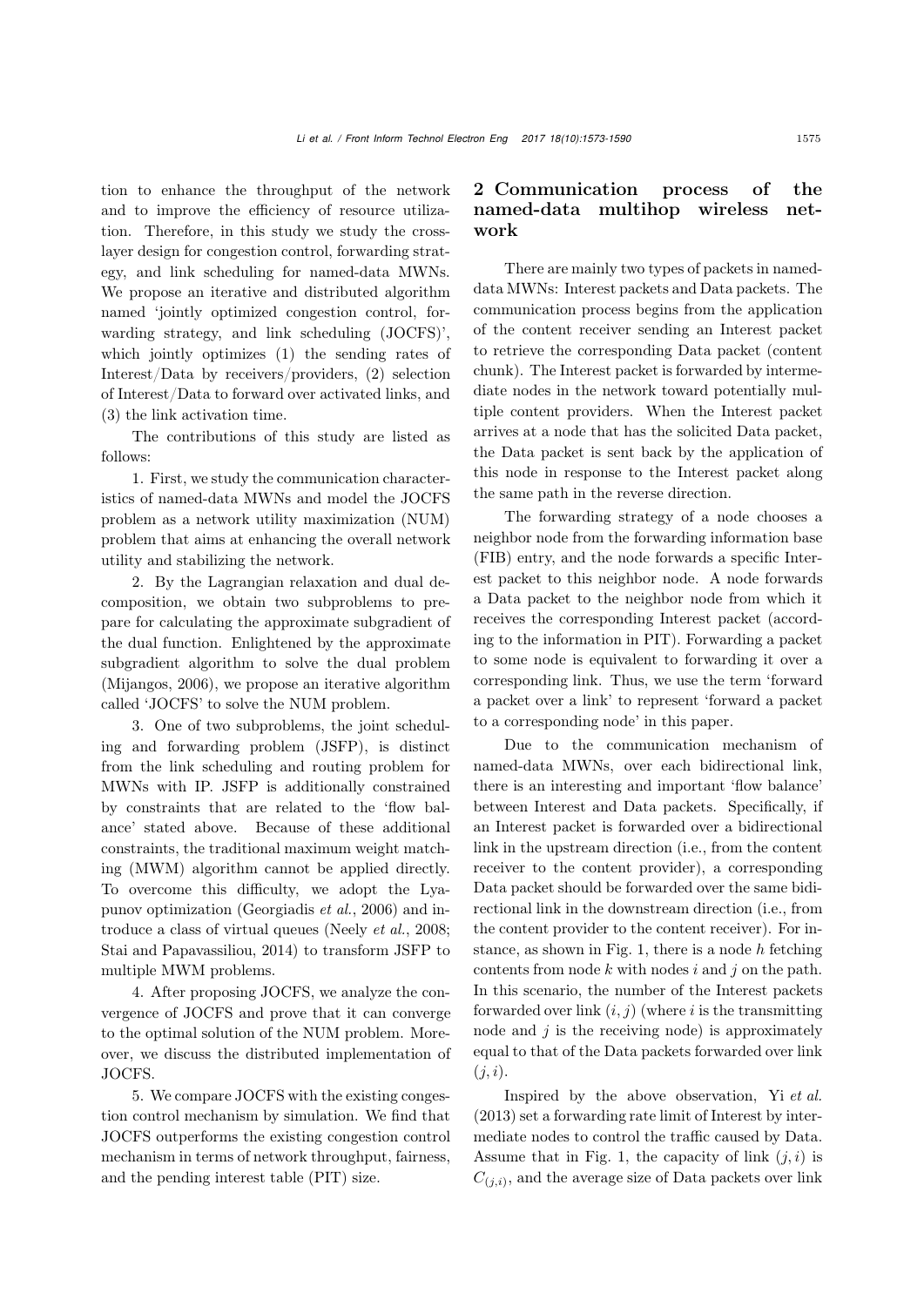tion to enhance the throughput of the network and to improve the efficiency of resource utilization. Therefore, in this study we study the cross-layer design for congestion control, forwarding strategy, and link scheduling for named-data MWNs. We propose an iterative and distributed algorithm named 'jointly optimized congestion control, forwarding strategy, and link scheduling (JOCFS)', which jointly optimizes (1) the sending rates of Interest/Data by receivers/providers, (2) selection of Interest/Data to forward over activated links, and (3) the link activation time.

The contributions of this study are listed as follows:

1. First, we study the communication characteristics of named-data MWNs and model the JOCFS problem as a network utility maximization (NUM) problem that aims at enhancing the overall network utility and stabilizing the network.

2. By the Lagrangian relaxation and dual decomposition, we obtain two subproblems to prepare for calculating the approximate subgradient of the dual function. Enlightened by the approximate subgradient algorithm to solve the dual problem (Mijangos, 2006), we propose an iterative algorithm called 'JOCFS' to solve the NUM problem.

3. One of two subproblems, the joint scheduling and forwarding problem (JSFP), is distinct from the link scheduling and routing problem for MWNs with IP. JSFP is additionally constrained by constraints that are related to the 'flow balance' stated above. Because of these additional constraints, the traditional maximum weight matching (MWM) algorithm cannot be applied directly. To overcome this difficulty, we adopt the Lyapunov optimization (Georgiadis *et al.*, 2006) and introduce a class of virtual queues (Neely *et al.*, 2008; Stai and Papavassiliou, 2014) to transform JSFP to multiple MWM problems.

4. After proposing JOCFS, we analyze the convergence of JOCFS and prove that it can converge to the optimal solution of the NUM problem. Moreover, we discuss the distributed implementation of JOCFS.

5. We compare JOCFS with the existing congestion control mechanism by simulation. We find that JOCFS outperforms the existing congestion control mechanism in terms of network throughput, fairness, and the pending interest table (PIT) size.

## 2 Communication process of the named-data multihop wireless network

There are mainly two types of packets in named-data MWNs: Interest packets and Data packets. The communication process begins from the application of the content receiver sending an Interest packet to retrieve the corresponding Data packet (content chunk). The Interest packet is forwarded by intermediate nodes in the network toward potentially multiple content providers. When the Interest packet arrives at a node that has the solicited Data packet, the Data packet is sent back by the application of this node in response to the Interest packet along the same path in the reverse direction.

The forwarding strategy of a node chooses a neighbor node from the forwarding information base (FIB) entry, and the node forwards a specific Interest packet to this neighbor node. A node forwards a Data packet to the neighbor node from which it receives the corresponding Interest packet (according to the information in PIT). Forwarding a packet to some node is equivalent to forwarding it over a corresponding link. Thus, we use the term 'forward a packet over a link' to represent 'forward a packet to a corresponding node' in this paper.

Due to the communication mechanism of named-data MWNs, over each bidirectional link, there is an interesting and important 'flow balance' between Interest and Data packets. Specifically, if an Interest packet is forwarded over a bidirectional link in the upstream direction (i.e., from the content receiver to the content provider), a corresponding Data packet should be forwarded over the same bidirectional link in the downstream direction (i.e., from the content provider to the content receiver). For instance, as shown in Fig. 1, there is a node $h$ fetching contents from node $k$ with nodes $i$ and $j$ on the path. In this scenario, the number of the Interest packets forwarded over link $(i, j)$ (where $i$ is the transmitting node and $j$ is the receiving node) is approximately equal to that of the Data packets forwarded over link $(j, i)$.

Inspired by the above observation, Yi *et al.* (2013) set a forwarding rate limit of Interest by intermediate nodes to control the traffic caused by Data. Assume that in Fig. 1, the capacity of link $(j, i)$ is $C_{(j,i)}$, and the average size of Data packets over link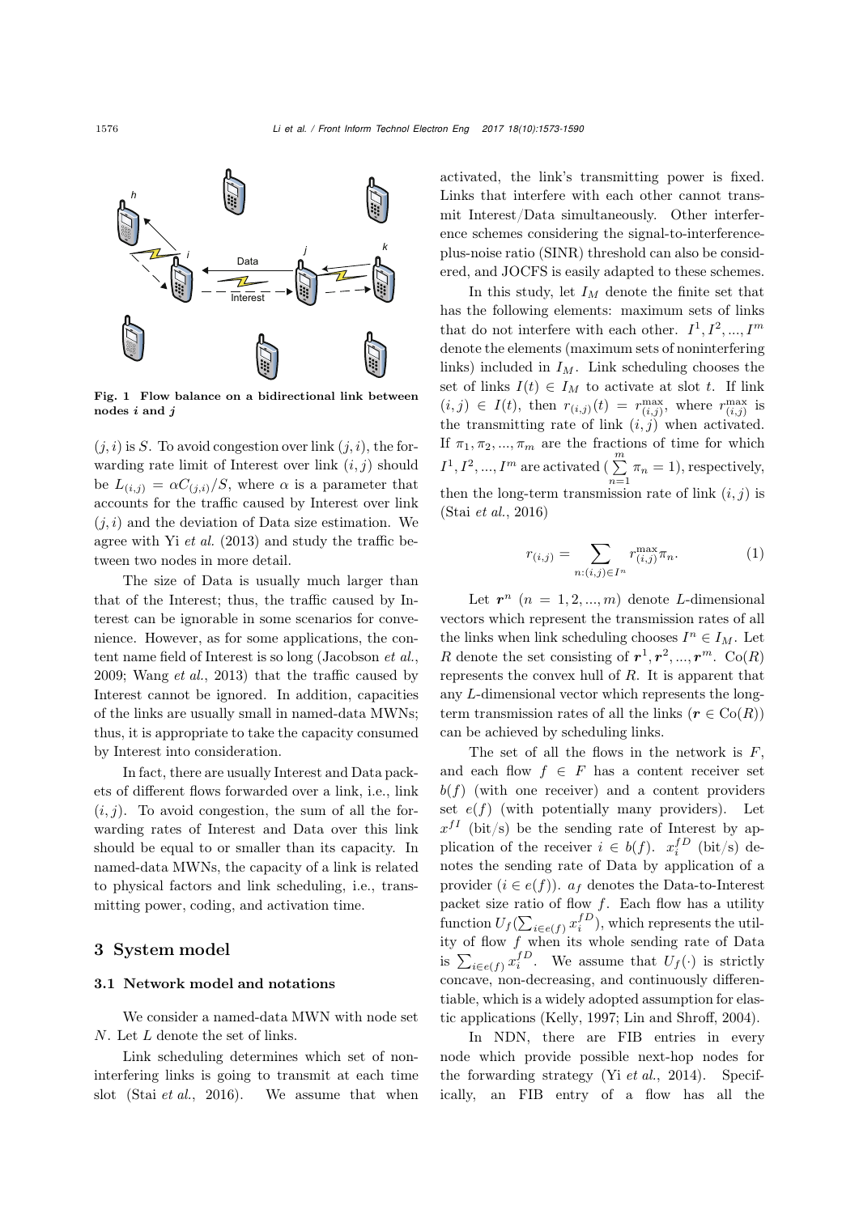Fig. 1 Flow balance on a bidirectional link between nodes $i$ and $j$

$(j, i)$ is $S$. To avoid congestion over link $(j, i)$, the forwarding rate limit of Interest over link $(i, j)$ should be $L_{(i,j)} = \alpha C_{(j,i)}/S$, where $\alpha$ is a parameter that accounts for the traffic caused by Interest over link $(j, i)$ and the deviation of Data size estimation. We agree with Yi *et al.* (2013) and study the traffic between two nodes in more detail.

The size of Data is usually much larger than that of the Interest; thus, the traffic caused by Interest can be ignorable in some scenarios for convenience. However, as for some applications, the content name field of Interest is so long (Jacobson *et al.*, 2009; Wang *et al.*, 2013) that the traffic caused by Interest cannot be ignored. In addition, capacities of the links are usually small in named-data MWNs; thus, it is appropriate to take the capacity consumed by Interest into consideration.

In fact, there are usually Interest and Data packets of different flows forwarded over a link, i.e., link $(i, j)$. To avoid congestion, the sum of all the forwarding rates of Interest and Data over this link should be equal to or smaller than its capacity. In named-data MWNs, the capacity of a link is related to physical factors and link scheduling, i.e., transmitting power, coding, and activation time.

## 3 System model

### 3.1 Network model and notations

We consider a named-data MWN with node set $N$. Let $L$ denote the set of links.

Link scheduling determines which set of noninterfering links is going to transmit at each time slot (Stai *et al.*, 2016). We assume that when activated, the link's transmitting power is fixed. Links that interfere with each other cannot transmit Interest/Data simultaneously. Other interference schemes considering the signal-to-interference-plus-noise ratio (SINR) threshold can also be considered, and JOCFS is easily adapted to these schemes.

In this study, let $I_M$ denote the finite set that has the following elements: maximum sets of links that do not interfere with each other. $I^1, I^2, ..., I^m$ denote the elements (maximum sets of noninterfering links) included in $I_M$. Link scheduling chooses the set of links $I(t) \in I_M$ to activate at slot $t$. If link $(i, j) \in I(t)$, then $r_{(i,j)}(t) = r_{(i,j)}^{\max}$, where $r_{(i,j)}^{\max}$ is the transmitting rate of link $(i, j)$ when activated. If $\pi_1, \pi_2, ..., \pi_m$ are the fractions of time for which $I^1, I^2, ..., I^m$ are activated ($\sum_{n=1}^{m} \pi_n = 1$), respectively, then the long-term transmission rate of link $(i, j)$ is (Stai *et al.*, 2016)

$$r_{(i,j)} = \sum_{n:(i,j)\in I^n} r_{(i,j)}^{\max} \pi_n. \tag{1}$$

Let $\boldsymbol{r}^n$ $(n = 1, 2, ..., m)$ denote $L$-dimensional vectors which represent the transmission rates of all the links when link scheduling chooses $I^n \in I_M$. Let $R$ denote the set consisting of $\boldsymbol{r}^1, \boldsymbol{r}^2, ..., \boldsymbol{r}^m$. $\mathrm{Co}(R)$ represents the convex hull of $R$. It is apparent that any $L$-dimensional vector which represents the long-term transmission rates of all the links ($\boldsymbol{r} \in \mathrm{Co}(R)$) can be achieved by scheduling links.

The set of all the flows in the network is $F$, and each flow $f \in F$ has a content receiver set $b(f)$ (with one receiver) and a content providers set $e(f)$ (with potentially many providers). Let $x^{fI}$ (bit/s) be the sending rate of Interest by application of the receiver $i \in b(f)$. $x_i^{fD}$ (bit/s) denotes the sending rate of Data by application of a provider ($i \in e(f)$). $a_f$ denotes the Data-to-Interest packet size ratio of flow $f$. Each flow has a utility function $U_f(\sum_{i\in e(f)} x_i^{fD})$, which represents the utility of flow $f$ when its whole sending rate of Data is $\sum_{i\in e(f)} x_i^{fD}$. We assume that $U_f(\cdot)$ is strictly concave, non-decreasing, and continuously differentiable, which is a widely adopted assumption for elastic applications (Kelly, 1997; Lin and Shroff, 2004).

In NDN, there are FIB entries in every node which provide possible next-hop nodes for the forwarding strategy (Yi *et al.*, 2014). Specifically, an FIB entry of a flow has all the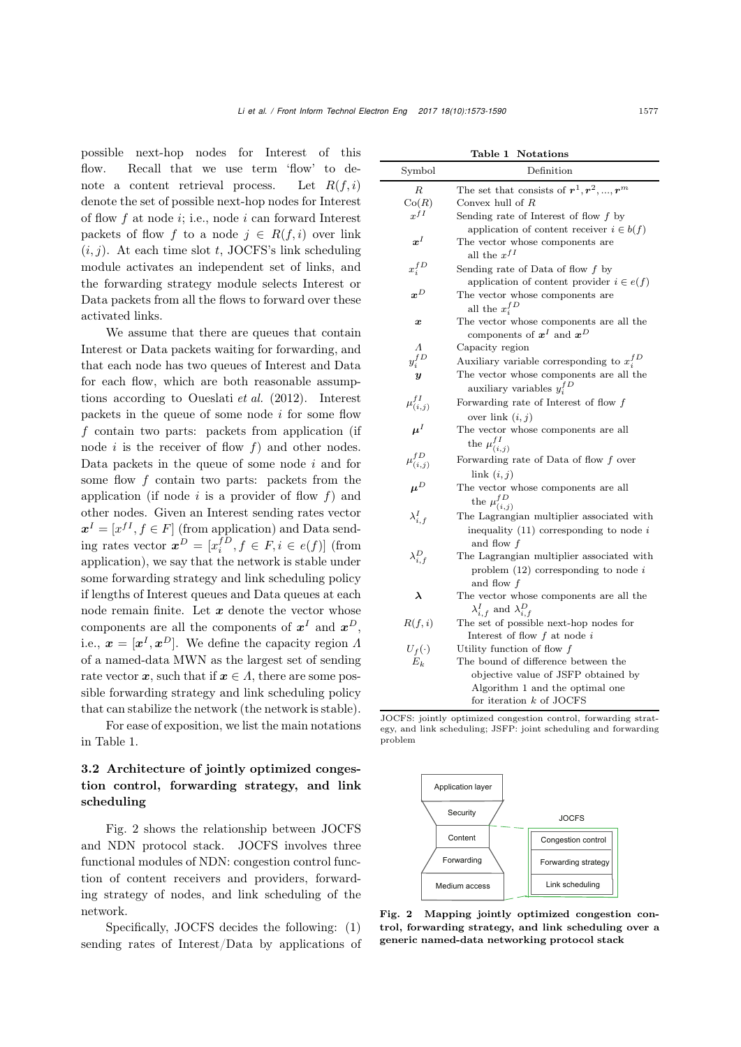possible next-hop nodes for Interest of this flow. Recall that we use term 'flow' to denote a content retrieval process. Let $R(f, i)$ denote the set of possible next-hop nodes for Interest of flow $f$ at node $i$; i.e., node $i$ can forward Interest packets of flow $f$ to a node $j \in R(f, i)$ over link $(i, j)$. At each time slot $t$, JOCFS's link scheduling module activates an independent set of links, and the forwarding strategy module selects Interest or Data packets from all the flows to forward over these activated links.

We assume that there are queues that contain Interest or Data packets waiting for forwarding, and that each node has two queues of Interest and Data for each flow, which are both reasonable assumptions according to Oueslati *et al.* (2012). Interest packets in the queue of some node $i$ for some flow $f$ contain two parts: packets from application (if node $i$ is the receiver of flow $f$) and other nodes. Data packets in the queue of some node $i$ and for some flow $f$ contain two parts: packets from the application (if node $i$ is a provider of flow $f$) and other nodes. Given an Interest sending rates vector $\boldsymbol{x}^I = [x^{fI}, f \in F]$ (from application) and Data sending rates vector $\boldsymbol{x}^D = [x_i^{fD}, f \in F, i \in e(f)]$ (from application), we say that the network is stable under some forwarding strategy and link scheduling policy if lengths of Interest queues and Data queues at each node remain finite. Let $\boldsymbol{x}$ denote the vector whose components are all the components of $\boldsymbol{x}^I$ and $\boldsymbol{x}^D$, i.e., $\boldsymbol{x} = [\boldsymbol{x}^I, \boldsymbol{x}^D]$. We define the capacity region $\Lambda$ of a named-data MWN as the largest set of sending rate vector $\boldsymbol{x}$, such that if $\boldsymbol{x} \in \Lambda$, there are some possible forwarding strategy and link scheduling policy that can stabilize the network (the network is stable).

For ease of exposition, we list the main notations in Table 1.

**Table 1 Notations**

| Symbol | Definition |
|---|---|
| $R$ | The set that consists of $\boldsymbol{r}^1, \boldsymbol{r}^2, ..., \boldsymbol{r}^m$ |
| $\mathrm{Co}(R)$ | Convex hull of $R$ |
| $x^{fI}$ | Sending rate of Interest of flow $f$ by application of content receiver $i \in b(f)$ |
| $\boldsymbol{x}^I$ | The vector whose components are all the $x^{fI}$ |
| $x_i^{fD}$ | Sending rate of Data of flow $f$ by application of content provider $i \in e(f)$ |
| $\boldsymbol{x}^D$ | The vector whose components are all the $x_i^{fD}$ |
| $\boldsymbol{x}$ | The vector whose components are all the components of $\boldsymbol{x}^I$ and $\boldsymbol{x}^D$ |
| $\Lambda$ | Capacity region |
| $y_i^{fD}$ | Auxiliary variable corresponding to $x_i^{fD}$ |
| $\boldsymbol{y}$ | The vector whose components are all the auxiliary variables $y_i^{fD}$ |
| $\mu_{(i,j)}^{fI}$ | Forwarding rate of Interest of flow $f$ over link $(i, j)$ |
| $\boldsymbol{\mu}^I$ | The vector whose components are all the $\mu_{(i,j)}^{fI}$ |
| $\mu_{(i,j)}^{fD}$ | Forwarding rate of Data of flow $f$ over link $(i, j)$ |
| $\boldsymbol{\mu}^D$ | The vector whose components are all the $\mu_{(i,j)}^{fD}$ |
| $\lambda_{i,f}^I$ | The Lagrangian multiplier associated with inequality (11) corresponding to node $i$ and flow $f$ |
| $\lambda_{i,f}^D$ | The Lagrangian multiplier associated with problem (12) corresponding to node $i$ and flow $f$ |
| $\boldsymbol{\lambda}$ | The vector whose components are all the $\lambda_{i,f}^I$ and $\lambda_{i,f}^D$ |
| $R(f, i)$ | The set of possible next-hop nodes for Interest of flow $f$ at node $i$ |
| $U_f(\cdot)$ | Utility function of flow $f$ |
| $E_k$ | The bound of difference between the objective value of JSFP obtained by Algorithm 1 and the optimal one for iteration $k$ of JOCFS |

JOCFS: jointly optimized congestion control, forwarding strategy, and link scheduling; JSFP: joint scheduling and forwarding problem

## 3.2 Architecture of jointly optimized congestion control, forwarding strategy, and link scheduling

Fig. 2 shows the relationship between JOCFS and NDN protocol stack. JOCFS involves three functional modules of NDN: congestion control function of content receivers and providers, forwarding strategy of nodes, and link scheduling of the network.

Specifically, JOCFS decides the following: (1) sending rates of Interest/Data by applications of

Application layer | Security | Content | Forwarding | Medium access — JOCFS: Congestion control | Forwarding strategy | Link scheduling

**Fig. 2 Mapping jointly optimized congestion control, forwarding strategy, and link scheduling over a generic named-data networking protocol stack**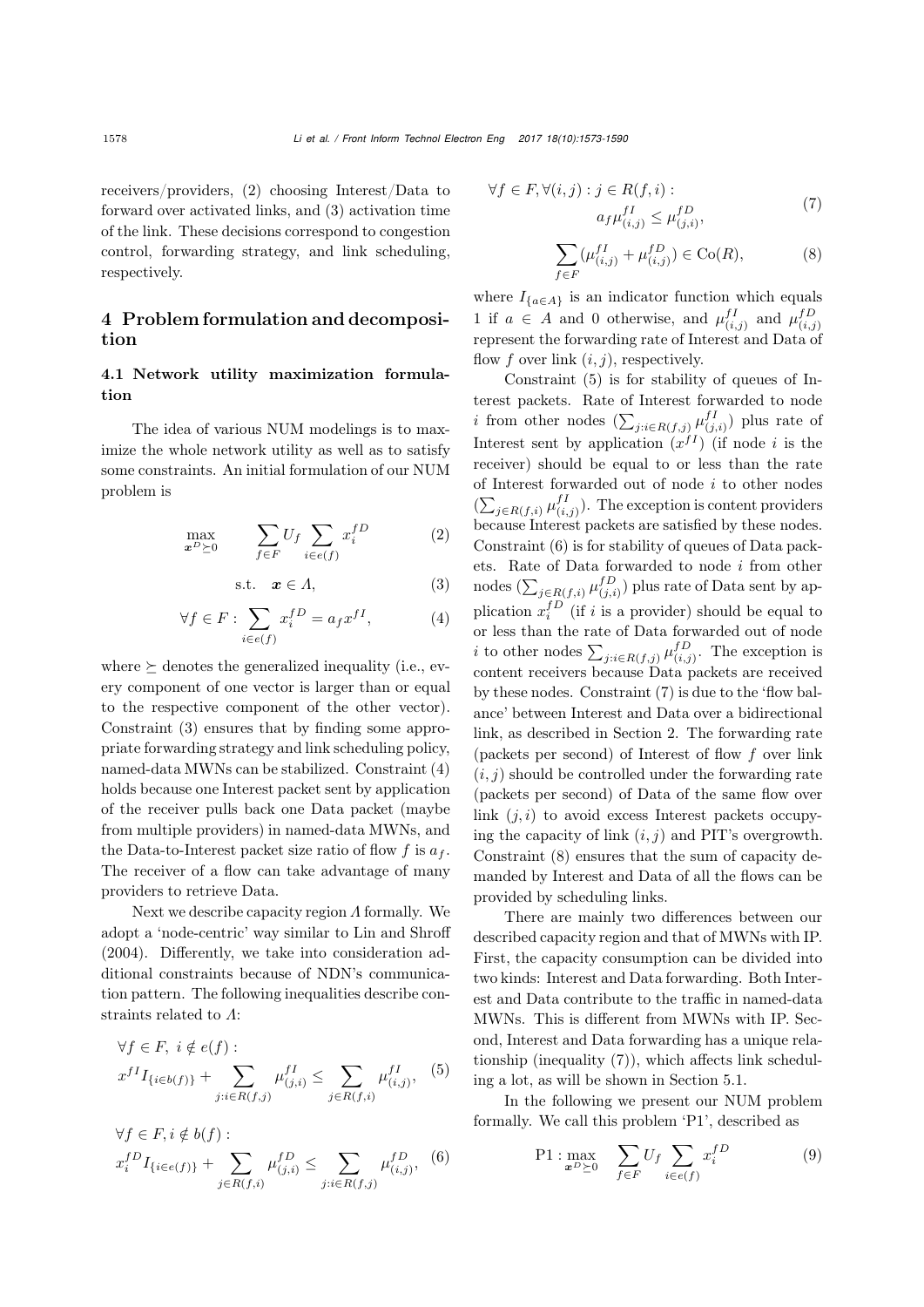receivers/providers, (2) choosing Interest/Data to forward over activated links, and (3) activation time of the link. These decisions correspond to congestion control, forwarding strategy, and link scheduling, respectively.

## 4 Problem formulation and decomposition

### 4.1 Network utility maximization formulation

The idea of various NUM modelings is to maximize the whole network utility as well as to satisfy some constraints. An initial formulation of our NUM problem is

$$\max_{\boldsymbol{x}^D \succeq 0} \quad \sum_{f\in F} U_f \sum_{i\in e(f)} x_i^{fD} \tag{2}$$

$$\text{s.t.} \quad \boldsymbol{x} \in \Lambda, \tag{3}$$

$$\forall f \in F: \sum_{i\in e(f)} x_i^{fD} = a_f x^{fI}, \tag{4}$$

where $\succeq$ denotes the generalized inequality (i.e., every component of one vector is larger than or equal to the respective component of the other vector). Constraint (3) ensures that by finding some appropriate forwarding strategy and link scheduling policy, named-data MWNs can be stabilized. Constraint (4) holds because one Interest packet sent by application of the receiver pulls back one Data packet (maybe from multiple providers) in named-data MWNs, and the Data-to-Interest packet size ratio of flow $f$ is $a_f$. The receiver of a flow can take advantage of many providers to retrieve Data.

Next we describe capacity region $\Lambda$ formally. We adopt a 'node-centric' way similar to Lin and Shroff (2004). Differently, we take into consideration additional constraints because of NDN's communication pattern. The following inequalities describe constraints related to $\Lambda$:

$$\begin{aligned}&\forall f \in F,\ i \notin e(f): \\ &x^{fI} I_{\{i\in b(f)\}} + \sum_{j:i\in R(f,j)} \mu_{(j,i)}^{fI} \le \sum_{j\in R(f,i)} \mu_{(i,j)}^{fI},\end{aligned} \tag{5}$$

$$\begin{aligned}&\forall f \in F, i \notin b(f): \\ &x_i^{fD} I_{\{i\in e(f)\}} + \sum_{j\in R(f,i)} \mu_{(j,i)}^{fD} \le \sum_{j:i\in R(f,j)} \mu_{(i,j)}^{fD},\end{aligned} \tag{6}$$

$$\begin{aligned}&\forall f \in F, \forall (i,j): j \in R(f,i): \\ &\qquad a_f \mu_{(i,j)}^{fI} \le \mu_{(j,i)}^{fD},\end{aligned} \tag{7}$$

$$\sum_{f\in F} (\mu_{(i,j)}^{fI} + \mu_{(i,j)}^{fD}) \in \mathrm{Co}(R), \tag{8}$$

where $I_{\{a\in A\}}$ is an indicator function which equals 1 if $a \in A$ and 0 otherwise, and $\mu_{(i,j)}^{fI}$ and $\mu_{(i,j)}^{fD}$ represent the forwarding rate of Interest and Data of flow $f$ over link $(i,j)$, respectively.

Constraint (5) is for stability of queues of Interest packets. Rate of Interest forwarded to node $i$ from other nodes ($\sum_{j:i\in R(f,j)} \mu_{(j,i)}^{fI}$) plus rate of Interest sent by application ($x^{fI}$) (if node $i$ is the receiver) should be equal to or less than the rate of Interest forwarded out of node $i$ to other nodes ($\sum_{j\in R(f,i)} \mu_{(i,j)}^{fI}$). The exception is content providers because Interest packets are satisfied by these nodes. Constraint (6) is for stability of queues of Data packets. Rate of Data forwarded to node $i$ from other nodes ($\sum_{j\in R(f,i)} \mu_{(j,i)}^{fD}$) plus rate of Data sent by application $x_i^{fD}$ (if $i$ is a provider) should be equal to or less than the rate of Data forwarded out of node $i$ to other nodes $\sum_{j:i\in R(f,j)} \mu_{(i,j)}^{fD}$. The exception is content receivers because Data packets are received by these nodes. Constraint (7) is due to the 'flow balance' between Interest and Data over a bidirectional link, as described in Section 2. The forwarding rate (packets per second) of Interest of flow $f$ over link $(i,j)$ should be controlled under the forwarding rate (packets per second) of Data of the same flow over link $(j,i)$ to avoid excess Interest packets occupying the capacity of link $(i,j)$ and PIT's overgrowth. Constraint (8) ensures that the sum of capacity demanded by Interest and Data of all the flows can be provided by scheduling links.

There are mainly two differences between our described capacity region and that of MWNs with IP. First, the capacity consumption can be divided into two kinds: Interest and Data forwarding. Both Interest and Data contribute to the traffic in named-data MWNs. This is different from MWNs with IP. Second, Interest and Data forwarding has a unique relationship (inequality (7)), which affects link scheduling a lot, as will be shown in Section 5.1.

In the following we present our NUM problem formally. We call this problem 'P1', described as

$$\mathrm{P1}: \max_{\boldsymbol{x}^D \succeq 0} \quad \sum_{f\in F} U_f \sum_{i\in e(f)} x_i^{fD} \tag{9}$$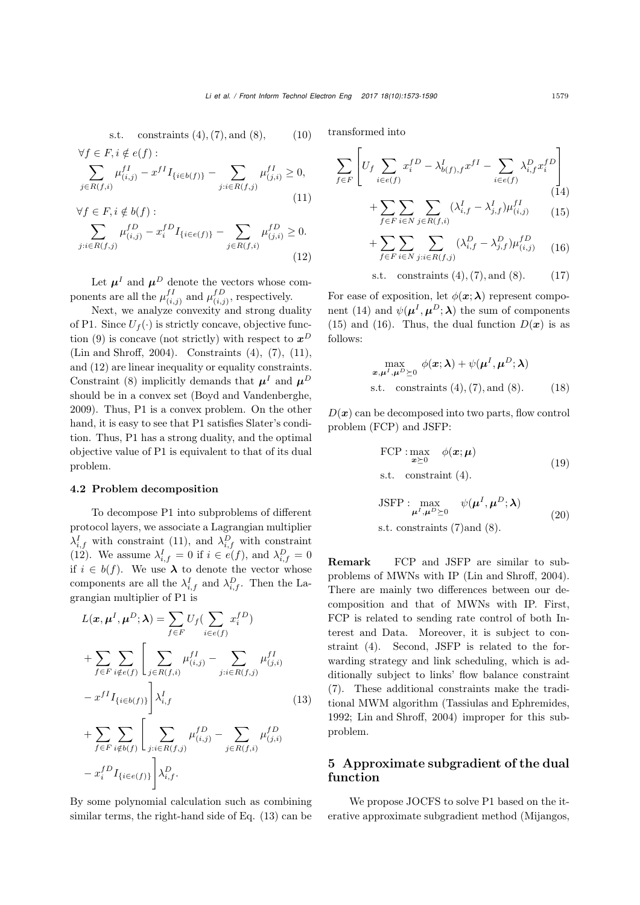$$\text{s.t.} \quad \text{constraints (4), (7), and (8),} \tag{10}$$

$$\forall f \in F, i \notin e(f):$$

$$\sum_{j \in R(f,i)} \mu_{(i,j)}^{fI} - x^{fI} I_{\{i \in b(f)\}} - \sum_{j: i \in R(f,j)} \mu_{(j,i)}^{fI} \geq 0, \tag{11}$$

$$\forall f \in F, i \notin b(f):$$

$$\sum_{j: i \in R(f,j)} \mu_{(i,j)}^{fD} - x_i^{fD} I_{\{i \in e(f)\}} - \sum_{j \in R(f,i)} \mu_{(j,i)}^{fD} \geq 0. \tag{12}$$

Let $\boldsymbol{\mu}^I$ and $\boldsymbol{\mu}^D$ denote the vectors whose components are all the $\mu_{(i,j)}^{fI}$ and $\mu_{(i,j)}^{fD}$, respectively.

Next, we analyze convexity and strong duality of P1. Since $U_f(\cdot)$ is strictly concave, objective function (9) is concave (not strictly) with respect to $\boldsymbol{x}^D$ (Lin and Shroff, 2004). Constraints (4), (7), (11), and (12) are linear inequality or equality constraints. Constraint (8) implicitly demands that $\boldsymbol{\mu}^I$ and $\boldsymbol{\mu}^D$ should be in a convex set (Boyd and Vandenberghe, 2009). Thus, P1 is a convex problem. On the other hand, it is easy to see that P1 satisfies Slater's condition. Thus, P1 has a strong duality, and the optimal objective value of P1 is equivalent to that of its dual problem.

### 4.2 Problem decomposition

To decompose P1 into subproblems of different protocol layers, we associate a Lagrangian multiplier $\lambda_{i,f}^I$ with constraint (11), and $\lambda_{i,f}^D$ with constraint (12). We assume $\lambda_{i,f}^I = 0$ if $i \in e(f)$, and $\lambda_{i,f}^D = 0$ if $i \in b(f)$. We use $\boldsymbol{\lambda}$ to denote the vector whose components are all the $\lambda_{i,f}^I$ and $\lambda_{i,f}^D$. Then the Lagrangian multiplier of P1 is

$$\begin{aligned}
L(\boldsymbol{x}, \boldsymbol{\mu}^I, \boldsymbol{\mu}^D; \boldsymbol{\lambda}) &= \sum_{f \in F} U_f\Big(\sum_{i \in e(f)} x_i^{fD}\Big) \\
&+ \sum_{f \in F} \sum_{i \notin e(f)} \Bigg[ \sum_{j \in R(f,i)} \mu_{(i,j)}^{fI} - \sum_{j: i \in R(f,j)} \mu_{(j,i)}^{fI} \\
&- x^{fI} I_{\{i \in b(f)\}} \Bigg] \lambda_{i,f}^I \\
&+ \sum_{f \in F} \sum_{i \notin b(f)} \Bigg[ \sum_{j: i \in R(f,j)} \mu_{(i,j)}^{fD} - \sum_{j \in R(f,i)} \mu_{(j,i)}^{fD} \\
&- x_i^{fD} I_{\{i \in e(f)\}} \Bigg] \lambda_{i,f}^D.
\end{aligned} \tag{13}$$

By some polynomial calculation such as combining similar terms, the right-hand side of Eq. (13) can be transformed into

$$\sum_{f \in F} \left[ U_f \sum_{i \in e(f)} x_i^{fD} - \lambda_{b(f),f}^I x^{fI} - \sum_{i \in e(f)} \lambda_{i,f}^D x_i^{fD} \right] \tag{14}$$

$$+ \sum_{f \in F} \sum_{i \in N} \sum_{j \in R(f,i)} (\lambda_{i,f}^I - \lambda_{j,f}^I) \mu_{(i,j)}^{fI} \tag{15}$$

$$+ \sum_{f \in F} \sum_{i \in N} \sum_{j: i \in R(f,j)} (\lambda_{i,f}^D - \lambda_{j,f}^D) \mu_{(i,j)}^{fD} \tag{16}$$

$$\text{s.t.} \quad \text{constraints (4), (7), and (8).} \tag{17}$$

For ease of exposition, let $\phi(\boldsymbol{x}; \boldsymbol{\lambda})$ represent component (14) and $\psi(\boldsymbol{\mu}^I, \boldsymbol{\mu}^D; \boldsymbol{\lambda})$ the sum of components (15) and (16). Thus, the dual function $D(\boldsymbol{x})$ is as follows:

$$\begin{aligned}
&\max_{\boldsymbol{x}, \boldsymbol{\mu}^I, \boldsymbol{\mu}^D \succeq 0} \ \phi(\boldsymbol{x}; \boldsymbol{\lambda}) + \psi(\boldsymbol{\mu}^I, \boldsymbol{\mu}^D; \boldsymbol{\lambda}) \\
&\text{s.t.} \quad \text{constraints (4), (7), and (8).}
\end{aligned} \tag{18}$$

$D(\boldsymbol{x})$ can be decomposed into two parts, flow control problem (FCP) and JSFP:

$$\begin{aligned}
&\text{FCP}: \max_{\boldsymbol{x} \succeq 0} \quad \phi(\boldsymbol{x}; \boldsymbol{\mu}) \\
&\text{s.t.} \quad \text{constraint (4).}
\end{aligned} \tag{19}$$

$$\begin{aligned}
&\text{JSFP}: \max_{\boldsymbol{\mu}^I, \boldsymbol{\mu}^D \succeq 0} \quad \psi(\boldsymbol{\mu}^I, \boldsymbol{\mu}^D; \boldsymbol{\lambda}) \\
&\text{s.t. constraints (7)and (8).}
\end{aligned} \tag{20}$$

**Remark** FCP and JSFP are similar to subproblems of MWNs with IP (Lin and Shroff, 2004). There are mainly two differences between our decomposition and that of MWNs with IP. First, FCP is related to sending rate control of both Interest and Data. Moreover, it is subject to constraint (4). Second, JSFP is related to the forwarding strategy and link scheduling, which is additionally subject to links' flow balance constraint (7). These additional constraints make the traditional MWM algorithm (Tassiulas and Ephremides, 1992; Lin and Shroff, 2004) improper for this subproblem.

## 5 Approximate subgradient of the dual function

We propose JOCFS to solve P1 based on the iterative approximate subgradient method (Mijangos,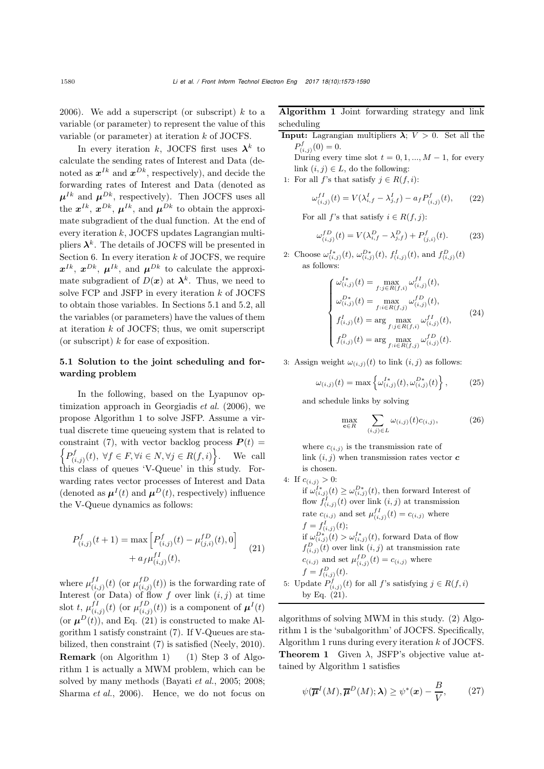2006). We add a superscript (or subscript) $k$ to a variable (or parameter) to represent the value of this variable (or parameter) at iteration $k$ of JOCFS.

In every iteration $k$, JOCFS first uses $\boldsymbol{\lambda}^k$ to calculate the sending rates of Interest and Data (denoted as $\boldsymbol{x}^{Ik}$ and $\boldsymbol{x}^{Dk}$, respectively), and decide the forwarding rates of Interest and Data (denoted as $\boldsymbol{\mu}^{Ik}$ and $\boldsymbol{\mu}^{Dk}$, respectively). Then JOCFS uses all the $\boldsymbol{x}^{Ik}$, $\boldsymbol{x}^{Dk}$, $\boldsymbol{\mu}^{Ik}$, and $\boldsymbol{\mu}^{Dk}$ to obtain the approximate subgradient of the dual function. At the end of every iteration $k$, JOCFS updates Lagrangian multipliers $\boldsymbol{\lambda}^k$. The details of JOCFS will be presented in Section 6. In every iteration $k$ of JOCFS, we require $\boldsymbol{x}^{Ik}$, $\boldsymbol{x}^{Dk}$, $\boldsymbol{\mu}^{Ik}$, and $\boldsymbol{\mu}^{Dk}$ to calculate the approximate subgradient of $D(\boldsymbol{x})$ at $\boldsymbol{\lambda}^k$. Thus, we need to solve FCP and JSFP in every iteration $k$ of JOCFS to obtain those variables. In Sections 5.1 and 5.2, all the variables (or parameters) have the values of them at iteration $k$ of JOCFS; thus, we omit superscript (or subscript) $k$ for ease of exposition.

### 5.1 Solution to the joint scheduling and forwarding problem

In the following, based on the Lyapunov optimization approach in Georgiadis *et al.* (2006), we propose Algorithm 1 to solve JSFP. Assume a virtual discrete time queueing system that is related to constraint (7), with vector backlog process $\boldsymbol{P}(t) = \left\{P^f_{(i,j)}(t),\ \forall f \in F, \forall i \in N, \forall j \in R(f,i)\right\}$. We call this class of queues 'V-Queue' in this study. Forwarding rates vector processes of Interest and Data (denoted as $\boldsymbol{\mu}^I(t)$ and $\boldsymbol{\mu}^D(t)$, respectively) influence the V-Queue dynamics as follows:

$$P^f_{(i,j)}(t+1) = \max\left[P^f_{(i,j)}(t) - \mu^{fD}_{(j,i)}(t), 0\right] + a_f \mu^{fI}_{(i,j)}(t), \tag{21}$$

where $\mu^{fI}_{(i,j)}(t)$ (or $\mu^{fD}_{(i,j)}(t)$) is the forwarding rate of Interest (or Data) of flow $f$ over link $(i,j)$ at time slot $t$, $\mu^{fI}_{(i,j)}(t)$ (or $\mu^{fD}_{(i,j)}(t)$) is a component of $\boldsymbol{\mu}^I(t)$ (or $\boldsymbol{\mu}^D(t)$), and Eq. (21) is constructed to make Algorithm 1 satisfy constraint (7). If V-Queues are stabilized, then constraint (7) is satisfied (Neely, 2010).

**Remark** (on Algorithm 1) (1) Step 3 of Algorithm 1 is actually a MWM problem, which can be solved by many methods (Bayati *et al.*, 2005; 2008; Sharma *et al.*, 2006). Hence, we do not focus on algorithms of solving MWM in this study. (2) Algorithm 1 is the 'subalgorithm' of JOCFS. Specifically, Algorithm 1 runs during every iteration $k$ of JOCFS.

---

**Algorithm 1** Joint forwarding strategy and link scheduling

---

**Input:** Lagrangian multipliers $\boldsymbol{\lambda}$; $V > 0$. Set all the $P^f_{(i,j)}(0) = 0$.

During every time slot $t = 0, 1, ..., M-1$, for every link $(i,j) \in L$, do the following:

1: For all $f$'s that satisfy $j \in R(f,i)$:

$$\omega^{fI}_{(i,j)}(t) = V(\lambda^I_{i,f} - \lambda^I_{j,f}) - a_f P^f_{(i,j)}(t), \tag{22}$$

For all $f$'s that satisfy $i \in R(f,j)$:

$$\omega^{fD}_{(i,j)}(t) = V(\lambda^D_{i,f} - \lambda^D_{j,f}) + P^f_{(j,i)}(t). \tag{23}$$

2: Choose $\omega^{I*}_{(i,j)}(t)$, $\omega^{D*}_{(i,j)}(t)$, $f^I_{(i,j)}(t)$, and $f^D_{(i,j)}(t)$ as follows:

$$\begin{cases} \omega^{I*}_{(i,j)}(t) = \max\limits_{f: j \in R(f,i)} \omega^{fI}_{(i,j)}(t), \\ \omega^{D*}_{(i,j)}(t) = \max\limits_{f: i \in R(f,j)} \omega^{fD}_{(i,j)}(t), \\ f^I_{(i,j)}(t) = \arg \max\limits_{f: j \in R(f,i)} \omega^{fI}_{(i,j)}(t), \\ f^D_{(i,j)}(t) = \arg \max\limits_{f: i \in R(f,j)} \omega^{fD}_{(i,j)}(t). \end{cases} \tag{24}$$

3: Assign weight $\omega_{(i,j)}(t)$ to link $(i,j)$ as follows:

$$\omega_{(i,j)}(t) = \max\left\{\omega^{I*}_{(i,j)}(t), \omega^{D*}_{(i,j)}(t)\right\}, \tag{25}$$

and schedule links by solving

$$\max_{\boldsymbol{c} \in R} \sum_{(i,j) \in L} \omega_{(i,j)}(t) c_{(i,j)}, \tag{26}$$

where $c_{(i,j)}$ is the transmission rate of link $(i,j)$ when transmission rates vector $\boldsymbol{c}$ is chosen.

4: If $c_{(i,j)} > 0$:
if $\omega^{I*}_{(i,j)}(t) \geq \omega^{D*}_{(i,j)}(t)$, then forward Interest of flow $f^I_{(i,j)}(t)$ over link $(i,j)$ at transmission rate $c_{(i,j)}$ and set $\mu^{fI}_{(i,j)}(t) = c_{(i,j)}$ where $f = f^I_{(i,j)}(t)$;
if $\omega^{D*}_{(i,j)}(t) > \omega^{I*}_{(i,j)}(t)$, forward Data of flow $f^D_{(i,j)}(t)$ over link $(i,j)$ at transmission rate $c_{(i,j)}$ and set $\mu^{fD}_{(i,j)}(t) = c_{(i,j)}$ where $f = f^D_{(i,j)}(t)$.

5: Update $P^f_{(i,j)}(t)$ for all $f$'s satisfying $j \in R(f,i)$ by Eq. (21).

---

**Theorem 1** Given $\lambda$, JSFP's objective value attained by Algorithm 1 satisfies

$$\psi(\overline{\boldsymbol{\mu}}^I(M), \overline{\boldsymbol{\mu}}^D(M); \boldsymbol{\lambda}) \geq \psi^*(\boldsymbol{x}) - \frac{B}{V}, \tag{27}$$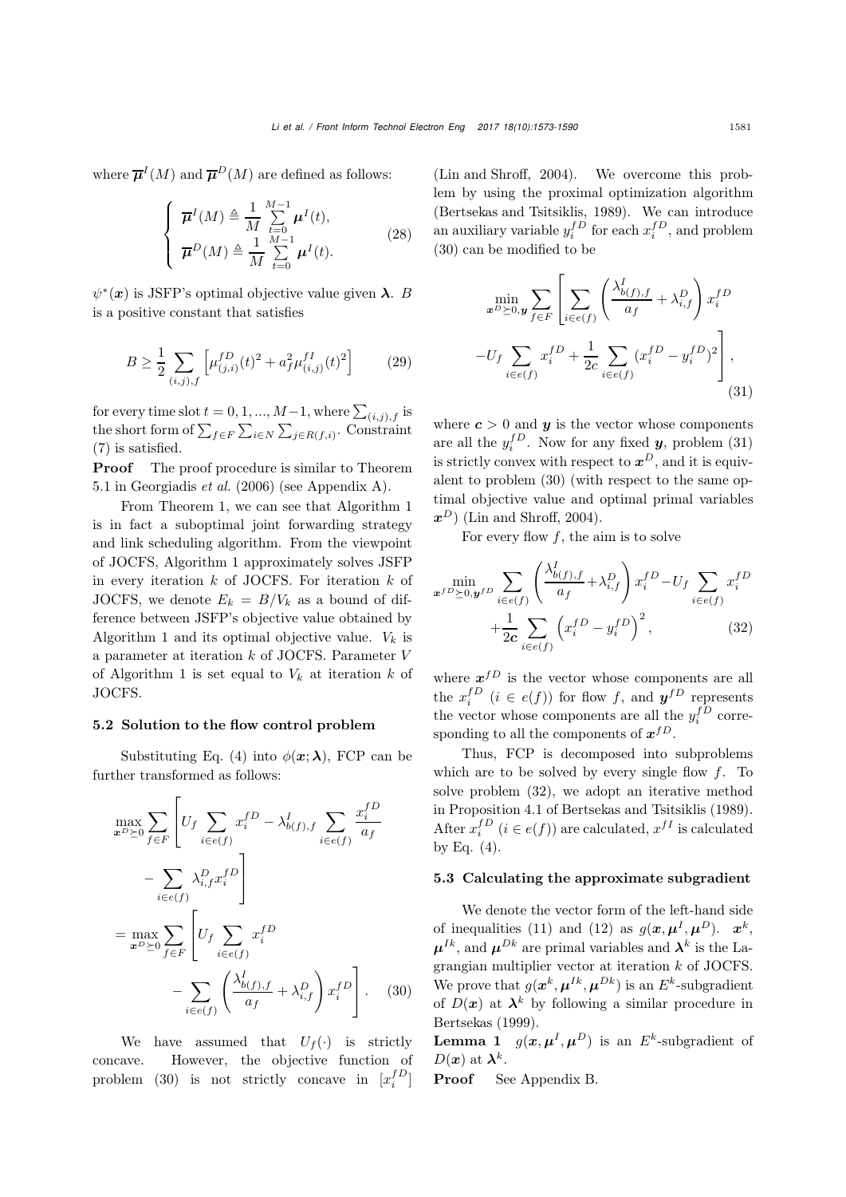where $\overline{\boldsymbol{\mu}}^I(M)$ and $\overline{\boldsymbol{\mu}}^D(M)$ are defined as follows:

$$\begin{cases} \overline{\boldsymbol{\mu}}^I(M) \triangleq \dfrac{1}{M}\sum\limits_{t=0}^{M-1}\boldsymbol{\mu}^I(t), \\ \overline{\boldsymbol{\mu}}^D(M) \triangleq \dfrac{1}{M}\sum\limits_{t=0}^{M-1}\boldsymbol{\mu}^I(t). \end{cases} \tag{28}$$

$\psi^*(\boldsymbol{x})$ is JSFP's optimal objective value given $\boldsymbol{\lambda}$. $B$ is a positive constant that satisfies

$$B \geq \frac{1}{2}\sum_{(i,j),f}\left[\mu_{(j,i)}^{fD}(t)^2 + a_f^2\mu_{(i,j)}^{fI}(t)^2\right] \tag{29}$$

for every time slot $t = 0, 1, ..., M-1$, where $\sum_{(i,j),f}$ is the short form of $\sum_{f\in F}\sum_{i\in N}\sum_{j\in R(f,i)}$. Constraint (7) is satisfied.

**Proof** The proof procedure is similar to Theorem 5.1 in Georgiadis *et al.* (2006) (see Appendix A).

From Theorem 1, we can see that Algorithm 1 is in fact a suboptimal joint forwarding strategy and link scheduling algorithm. From the viewpoint of JOCFS, Algorithm 1 approximately solves JSFP in every iteration $k$ of JOCFS. For iteration $k$ of JOCFS, we denote $E_k = B/V_k$ as a bound of difference between JSFP's objective value obtained by Algorithm 1 and its optimal objective value. $V_k$ is a parameter at iteration $k$ of JOCFS. Parameter $V$ of Algorithm 1 is set equal to $V_k$ at iteration $k$ of JOCFS.

### 5.2 Solution to the flow control problem

Substituting Eq. (4) into $\phi(\boldsymbol{x};\boldsymbol{\lambda})$, FCP can be further transformed as follows:

$$\begin{aligned} &\max_{\boldsymbol{x}^D\succeq 0}\sum_{f\in F}\left[U_f\sum_{i\in e(f)}x_i^{fD} - \lambda_{b(f),f}^I\sum_{i\in e(f)}\frac{x_i^{fD}}{a_f}\right. \\ &\qquad\left. - \sum_{i\in e(f)}\lambda_{i,f}^D x_i^{fD}\right] \\ &= \max_{\boldsymbol{x}^D\succeq 0}\sum_{f\in F}\left[U_f\sum_{i\in e(f)}x_i^{fD}\right. \\ &\qquad\left. - \sum_{i\in e(f)}\left(\frac{\lambda_{b(f),f}^I}{a_f} + \lambda_{i,f}^D\right)x_i^{fD}\right]. \end{aligned} \tag{30}$$

We have assumed that $U_f(\cdot)$ is strictly concave. However, the objective function of problem (30) is not strictly concave in $[x_i^{fD}]$ (Lin and Shroff, 2004). We overcome this problem by using the proximal optimization algorithm (Bertsekas and Tsitsiklis, 1989). We can introduce an auxiliary variable $y_i^{fD}$ for each $x_i^{fD}$, and problem (30) can be modified to be

$$\begin{aligned} \min_{\boldsymbol{x}^D\succeq 0,\boldsymbol{y}}\sum_{f\in F}&\left[\sum_{i\in e(f)}\left(\frac{\lambda_{b(f),f}^I}{a_f} + \lambda_{i,f}^D\right)x_i^{fD}\right. \\ &\left.-U_f\sum_{i\in e(f)}x_i^{fD} + \frac{1}{2c}\sum_{i\in e(f)}(x_i^{fD} - y_i^{fD})^2\right], \end{aligned} \tag{31}$$

where $\boldsymbol{c} > 0$ and $\boldsymbol{y}$ is the vector whose components are all the $y_i^{fD}$. Now for any fixed $\boldsymbol{y}$, problem (31) is strictly convex with respect to $\boldsymbol{x}^D$, and it is equivalent to problem (30) (with respect to the same optimal objective value and optimal primal variables $\boldsymbol{x}^D$) (Lin and Shroff, 2004).

For every flow $f$, the aim is to solve

$$\begin{aligned} \min_{\boldsymbol{x}^{fD}\succeq 0,\boldsymbol{y}^{fD}}&\sum_{i\in e(f)}\left(\frac{\lambda_{b(f),f}^I}{a_f} + \lambda_{i,f}^D\right)x_i^{fD} - U_f\sum_{i\in e(f)}x_i^{fD} \\ &+\frac{1}{2\boldsymbol{c}}\sum_{i\in e(f)}\left(x_i^{fD} - y_i^{fD}\right)^2, \end{aligned} \tag{32}$$

where $\boldsymbol{x}^{fD}$ is the vector whose components are all the $x_i^{fD}$ $(i \in e(f))$ for flow $f$, and $\boldsymbol{y}^{fD}$ represents the vector whose components are all the $y_i^{fD}$ corresponding to all the components of $\boldsymbol{x}^{fD}$.

Thus, FCP is decomposed into subproblems which are to be solved by every single flow $f$. To solve problem (32), we adopt an iterative method in Proposition 4.1 of Bertsekas and Tsitsiklis (1989). After $x_i^{fD}$ $(i \in e(f))$ are calculated, $x^{fI}$ is calculated by Eq. (4).

### 5.3 Calculating the approximate subgradient

We denote the vector form of the left-hand side of inequalities (11) and (12) as $g(\boldsymbol{x}, \boldsymbol{\mu}^I, \boldsymbol{\mu}^D)$. $\boldsymbol{x}^k$, $\boldsymbol{\mu}^{Ik}$, and $\boldsymbol{\mu}^{Dk}$ are primal variables and $\boldsymbol{\lambda}^k$ is the Lagrangian multiplier vector at iteration $k$ of JOCFS. We prove that $g(\boldsymbol{x}^k, \boldsymbol{\mu}^{Ik}, \boldsymbol{\mu}^{Dk})$ is an $E^k$-subgradient of $D(\boldsymbol{x})$ at $\boldsymbol{\lambda}^k$ by following a similar procedure in Bertsekas (1999).

**Lemma 1** $g(\boldsymbol{x}, \boldsymbol{\mu}^I, \boldsymbol{\mu}^D)$ is an $E^k$-subgradient of $D(\boldsymbol{x})$ at $\boldsymbol{\lambda}^k$.

**Proof** See Appendix B.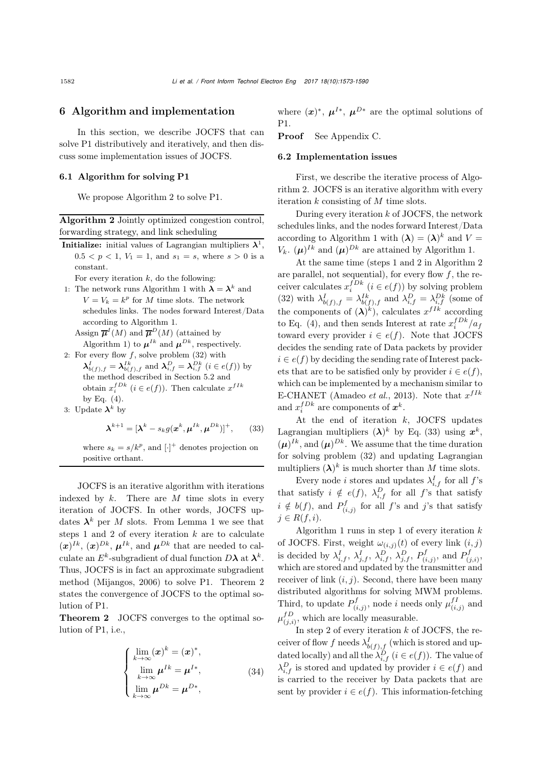## 6 Algorithm and implementation

In this section, we describe JOCFS that can solve P1 distributively and iteratively, and then discuss some implementation issues of JOCFS.

### 6.1 Algorithm for solving P1

We propose Algorithm 2 to solve P1.

**Algorithm 2** Jointly optimized congestion control, forwarding strategy, and link scheduling

**Initialize:** initial values of Lagrangian multipliers $\boldsymbol{\lambda}^1$, $0.5 < p < 1$, $V_1 = 1$, and $s_1 = s$, where $s > 0$ is a constant.

For every iteration $k$, do the following:

1: The network runs Algorithm 1 with $\boldsymbol{\lambda} = \boldsymbol{\lambda}^k$ and $V = V_k = k^p$ for $M$ time slots. The network schedules links. The nodes forward Interest/Data according to Algorithm 1.
Assign $\overline{\boldsymbol{\mu}}^I(M)$ and $\overline{\boldsymbol{\mu}}^D(M)$ (attained by Algorithm 1) to $\boldsymbol{\mu}^{Ik}$ and $\boldsymbol{\mu}^{Dk}$, respectively.

2: For every flow $f$, solve problem (32) with $\boldsymbol{\lambda}^I_{b(f),f} = \boldsymbol{\lambda}^{Ik}_{b(f),f}$ and $\boldsymbol{\lambda}^D_{i,f} = \boldsymbol{\lambda}^{Dk}_{i,f}$ $(i \in e(f))$ by the method described in Section 5.2 and obtain $x_i^{fDk}$ $(i \in e(f))$. Then calculate $x^{fIk}$ by Eq. (4).

3: Update $\boldsymbol{\lambda}^k$ by

$$\boldsymbol{\lambda}^{k+1} = [\boldsymbol{\lambda}^k - s_k g(\boldsymbol{x}^k, \boldsymbol{\mu}^{Ik}, \boldsymbol{\mu}^{Dk})]^+, \tag{33}$$

where $s_k = s/k^p$, and $[\cdot]^+$ denotes projection on positive orthant.

JOCFS is an iterative algorithm with iterations indexed by $k$. There are $M$ time slots in every iteration of JOCFS. In other words, JOCFS updates $\boldsymbol{\lambda}^k$ per $M$ slots. From Lemma 1 we see that steps 1 and 2 of every iteration $k$ are to calculate $(\boldsymbol{x})^{Ik}$, $(\boldsymbol{x})^{Dk}$, $\boldsymbol{\mu}^{Ik}$, and $\boldsymbol{\mu}^{Dk}$ that are needed to calculate an $E^k$-subgradient of dual function $D\boldsymbol{\lambda}$ at $\boldsymbol{\lambda}^k$. Thus, JOCFS is in fact an approximate subgradient method (Mijangos, 2006) to solve P1. Theorem 2 states the convergence of JOCFS to the optimal solution of P1.

**Theorem 2** JOCFS converges to the optimal solution of P1, i.e.,

$$\begin{cases} \lim\limits_{k\to\infty} (\boldsymbol{x})^k = (\boldsymbol{x})^*, \\ \lim\limits_{k\to\infty} \boldsymbol{\mu}^{Ik} = \boldsymbol{\mu}^{I*}, \\ \lim\limits_{k\to\infty} \boldsymbol{\mu}^{Dk} = \boldsymbol{\mu}^{D*}, \end{cases} \tag{34}$$

where $(\boldsymbol{x})^*$, $\boldsymbol{\mu}^{I*}$, $\boldsymbol{\mu}^{D*}$ are the optimal solutions of P1.

**Proof** See Appendix C.

### 6.2 Implementation issues

First, we describe the iterative process of Algorithm 2. JOCFS is an iterative algorithm with every iteration $k$ consisting of $M$ time slots.

During every iteration $k$ of JOCFS, the network schedules links, and the nodes forward Interest/Data according to Algorithm 1 with $(\boldsymbol{\lambda}) = (\boldsymbol{\lambda})^k$ and $V = V_k$. $(\boldsymbol{\mu})^{Ik}$ and $(\boldsymbol{\mu})^{Dk}$ are attained by Algorithm 1.

At the same time (steps 1 and 2 in Algorithm 2 are parallel, not sequential), for every flow $f$, the receiver calculates $x_i^{fDk}$ $(i \in e(f))$ by solving problem (32) with $\lambda^I_{b(f),f} = \lambda^{Ik}_{b(f),f}$ and $\lambda^D_{i,f} = \lambda^{Dk}_{i,f}$ (some of the components of $(\boldsymbol{\lambda})^k$), calculates $x^{fIk}$ according to Eq. (4), and then sends Interest at rate $x_i^{fDk}/a_f$ toward every provider $i \in e(f)$. Note that JOCFS decides the sending rate of Data packets by provider $i \in e(f)$ by deciding the sending rate of Interest packets that are to be satisfied only by provider $i \in e(f)$, which can be implemented by a mechanism similar to E-CHANET (Amadeo *et al.*, 2013). Note that $x^{fIk}$ and $x_i^{fDk}$ are components of $\boldsymbol{x}^k$.

At the end of iteration $k$, JOCFS updates Lagrangian multipliers $(\boldsymbol{\lambda})^k$ by Eq. (33) using $\boldsymbol{x}^k$, $(\boldsymbol{\mu})^{Ik}$, and $(\boldsymbol{\mu})^{Dk}$. We assume that the time duration for solving problem (32) and updating Lagrangian multipliers $(\boldsymbol{\lambda})^k$ is much shorter than $M$ time slots.

Every node $i$ stores and updates $\lambda^I_{i,f}$ for all $f$'s that satisfy $i \notin e(f)$, $\lambda^D_{i,f}$ for all $f$'s that satisfy $i \notin b(f)$, and $P^f_{(i,j)}$ for all $f$'s and $j$'s that satisfy $j \in R(f,i)$.

Algorithm 1 runs in step 1 of every iteration $k$ of JOCFS. First, weight $\omega_{(i,j)}(t)$ of every link $(i,j)$ is decided by $\lambda^I_{i,f}$, $\lambda^I_{j,f}$, $\lambda^D_{i,f}$, $\lambda^D_{j,f}$, $P^f_{(i,j)}$, and $P^f_{(j,i)}$, which are stored and updated by the transmitter and receiver of link $(i,j)$. Second, there have been many distributed algorithms for solving MWM problems. Third, to update $P^f_{(i,j)}$, node $i$ needs only $\mu^{fI}_{(i,j)}$ and $\mu^{fD}_{(j,i)}$, which are locally measurable.

In step 2 of every iteration $k$ of JOCFS, the receiver of flow $f$ needs $\lambda^I_{b(f),f}$ (which is stored and updated locally) and all the $\lambda^D_{i,f}$ $(i \in e(f))$. The value of $\lambda^D_{i,f}$ is stored and updated by provider $i \in e(f)$ and is carried to the receiver by Data packets that are sent by provider $i \in e(f)$. This information-fetching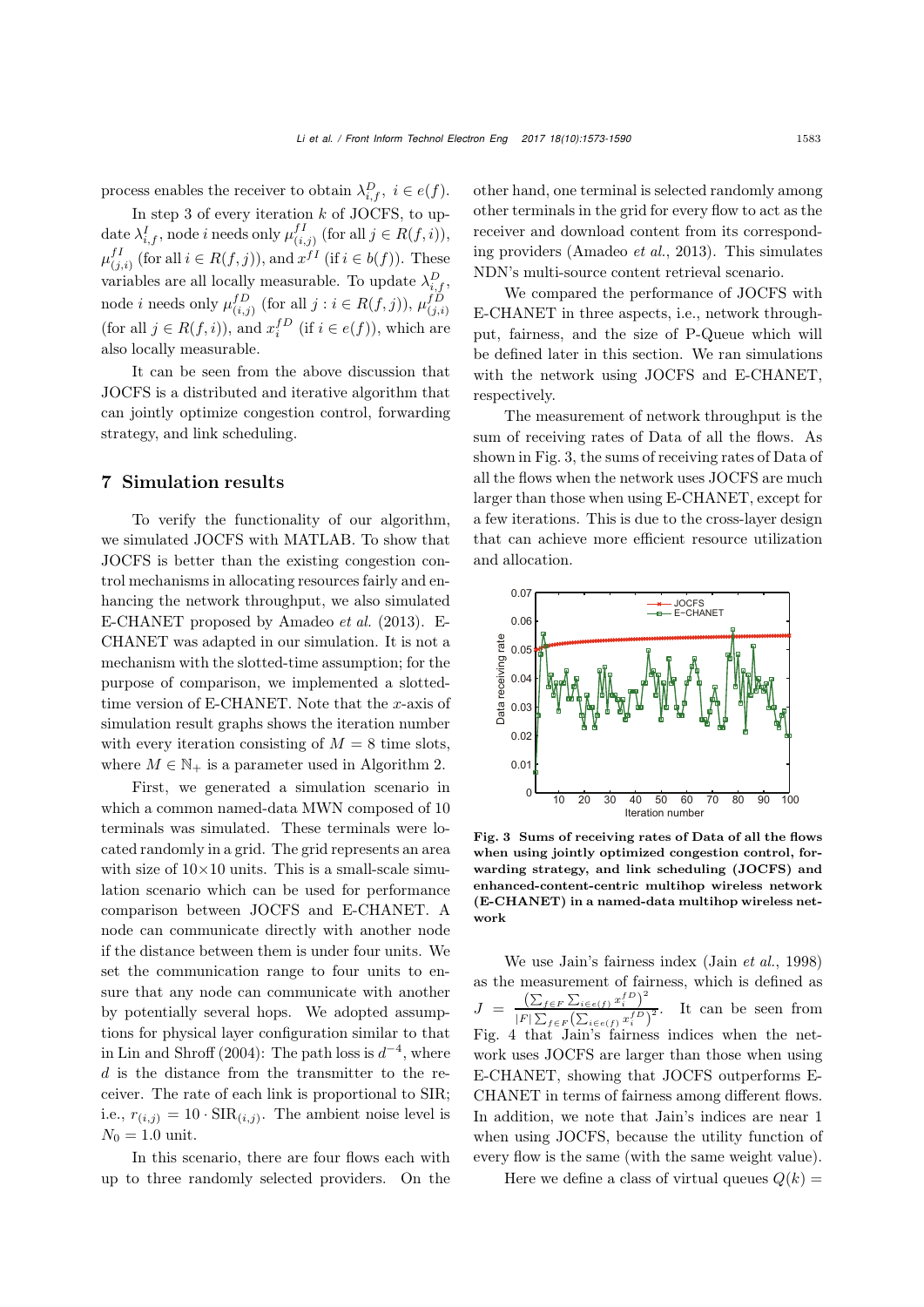process enables the receiver to obtain $\lambda^D_{i,f}$, $i \in e(f)$.

In step 3 of every iteration $k$ of JOCFS, to update $\lambda^I_{i,f}$, node $i$ needs only $\mu^{fI}_{(i,j)}$ (for all $j \in R(f,i)$), $\mu^{fI}_{(j,i)}$ (for all $i \in R(f,j)$), and $x^{fI}$ (if $i \in b(f)$). These variables are all locally measurable. To update $\lambda^D_{i,f}$, node $i$ needs only $\mu^{fD}_{(i,j)}$ (for all $j : i \in R(f,j)$), $\mu^{fD}_{(j,i)}$ (for all $j \in R(f,i)$), and $x^{fD}_i$ (if $i \in e(f)$), which are also locally measurable.

It can be seen from the above discussion that JOCFS is a distributed and iterative algorithm that can jointly optimize congestion control, forwarding strategy, and link scheduling.

## 7 Simulation results

To verify the functionality of our algorithm, we simulated JOCFS with MATLAB. To show that JOCFS is better than the existing congestion control mechanisms in allocating resources fairly and enhancing the network throughput, we also simulated E-CHANET proposed by Amadeo *et al.* (2013). E-CHANET was adapted in our simulation. It is not a mechanism with the slotted-time assumption; for the purpose of comparison, we implemented a slotted-time version of E-CHANET. Note that the $x$-axis of simulation result graphs shows the iteration number with every iteration consisting of $M = 8$ time slots, where $M \in \mathbb{N}_+$ is a parameter used in Algorithm 2.

First, we generated a simulation scenario in which a common named-data MWN composed of 10 terminals was simulated. These terminals were located randomly in a grid. The grid represents an area with size of 10×10 units. This is a small-scale simulation scenario which can be used for performance comparison between JOCFS and E-CHANET. A node can communicate directly with another node if the distance between them is under four units. We set the communication range to four units to ensure that any node can communicate with another by potentially several hops. We adopted assumptions for physical layer configuration similar to that in Lin and Shroff (2004): The path loss is $d^{-4}$, where $d$ is the distance from the transmitter to the receiver. The rate of each link is proportional to SIR; i.e., $r_{(i,j)} = 10 \cdot \text{SIR}_{(i,j)}$. The ambient noise level is $N_0 = 1.0$ unit.

In this scenario, there are four flows each with up to three randomly selected providers. On the other hand, one terminal is selected randomly among other terminals in the grid for every flow to act as the receiver and download content from its corresponding providers (Amadeo *et al.*, 2013). This simulates NDN's multi-source content retrieval scenario.

We compared the performance of JOCFS with E-CHANET in three aspects, i.e., network throughput, fairness, and the size of P-Queue which will be defined later in this section. We ran simulations with the network using JOCFS and E-CHANET, respectively.

The measurement of network throughput is the sum of receiving rates of Data of all the flows. As shown in Fig. 3, the sums of receiving rates of Data of all the flows when the network uses JOCFS are much larger than those when using E-CHANET, except for a few iterations. This is due to the cross-layer design that can achieve more efficient resource utilization and allocation.

**Fig. 3 Sums of receiving rates of Data of all the flows when using jointly optimized congestion control, forwarding strategy, and link scheduling (JOCFS) and enhanced-content-centric multihop wireless network (E-CHANET) in a named-data multihop wireless network**

We use Jain's fairness index (Jain *et al.*, 1998) as the measurement of fairness, which is defined as $J = \frac{\left(\sum_{f\in F}\sum_{i\in e(f)} x_i^{fD}\right)^2}{|F|\sum_{f\in F}\left(\sum_{i\in e(f)} x_i^{fD}\right)^2}$. It can be seen from Fig. 4 that Jain's fairness indices when the network uses JOCFS are larger than those when using E-CHANET, showing that JOCFS outperforms E-CHANET in terms of fairness among different flows. In addition, we note that Jain's indices are near 1 when using JOCFS, because the utility function of every flow is the same (with the same weight value).

Here we define a class of virtual queues $Q(k) =$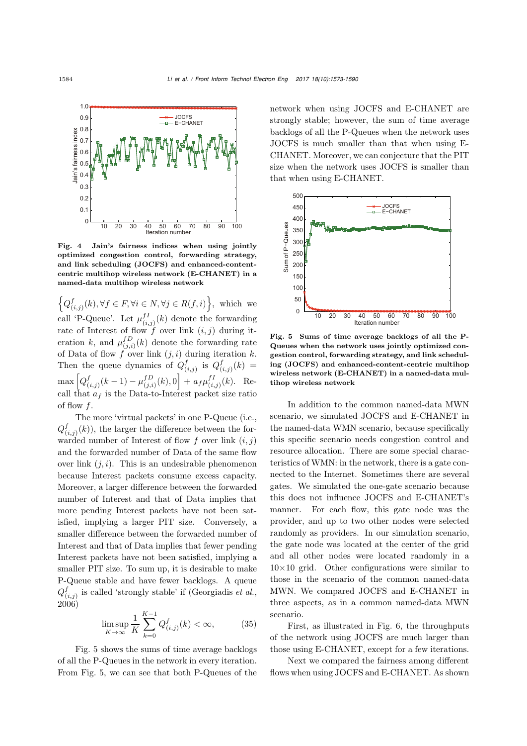**Fig. 4 Jain's fairness indices when using jointly optimized congestion control, forwarding strategy, and link scheduling (JOCFS) and enhanced-content-centric multihop wireless network (E-CHANET) in a named-data multihop wireless network**

$\left\{Q^f_{(i,j)}(k), \forall f \in F, \forall i \in N, \forall j \in R(f,i)\right\}$, which we call 'P-Queue'. Let $\mu^{fI}_{(i,j)}(k)$ denote the forwarding rate of Interest of flow $f$ over link $(i,j)$ during iteration $k$, and $\mu^{fD}_{(j,i)}(k)$ denote the forwarding rate of Data of flow $f$ over link $(j,i)$ during iteration $k$. Then the queue dynamics of $Q^f_{(i,j)}$ is $Q^f_{(i,j)}(k) = \max\left[Q^f_{(i,j)}(k-1) - \mu^{fD}_{(j,i)}(k), 0\right] + a_f \mu^{fI}_{(i,j)}(k)$. Recall that $a_f$ is the Data-to-Interest packet size ratio of flow $f$.

The more 'virtual packets' in one P-Queue (i.e., $Q^f_{(i,j)}(k)$), the larger the difference between the forwarded number of Interest of flow $f$ over link $(i,j)$ and the forwarded number of Data of the same flow over link $(j,i)$. This is an undesirable phenomenon because Interest packets consume excess capacity. Moreover, a larger difference between the forwarded number of Interest and that of Data implies that more pending Interest packets have not been satisfied, implying a larger PIT size. Conversely, a smaller difference between the forwarded number of Interest and that of Data implies that fewer pending Interest packets have not been satisfied, implying a smaller PIT size. To sum up, it is desirable to make P-Queue stable and have fewer backlogs. A queue $Q^f_{(i,j)}$ is called 'strongly stable' if (Georgiadis *et al.*, 2006)

$$\limsup_{K \to \infty} \frac{1}{K} \sum_{k=0}^{K-1} Q^f_{(i,j)}(k) < \infty, \tag{35}$$

Fig. 5 shows the sums of time average backlogs of all the P-Queues in the network in every iteration. From Fig. 5, we can see that both P-Queues of the network when using JOCFS and E-CHANET are strongly stable; however, the sum of time average backlogs of all the P-Queues when the network uses JOCFS is much smaller than that when using E-CHANET. Moreover, we can conjecture that the PIT size when the network uses JOCFS is smaller than that when using E-CHANET.

**Fig. 5 Sums of time average backlogs of all the P-Queues when the network uses jointly optimized congestion control, forwarding strategy, and link scheduling (JOCFS) and enhanced-content-centric multihop wireless network (E-CHANET) in a named-data multihop wireless network**

In addition to the common named-data MWN scenario, we simulated JOCFS and E-CHANET in the named-data WMN scenario, because specifically this specific scenario needs congestion control and resource allocation. There are some special characteristics of WMN: in the network, there is a gate connected to the Internet. Sometimes there are several gates. We simulated the one-gate scenario because this does not influence JOCFS and E-CHANET's manner. For each flow, this gate node was the provider, and up to two other nodes were selected randomly as providers. In our simulation scenario, the gate node was located at the center of the grid and all other nodes were located randomly in a 10×10 grid. Other configurations were similar to those in the scenario of the common named-data MWN. We compared JOCFS and E-CHANET in three aspects, as in a common named-data MWN scenario.

First, as illustrated in Fig. 6, the throughputs of the network using JOCFS are much larger than those using E-CHANET, except for a few iterations.

Next we compared the fairness among different flows when using JOCFS and E-CHANET. As shown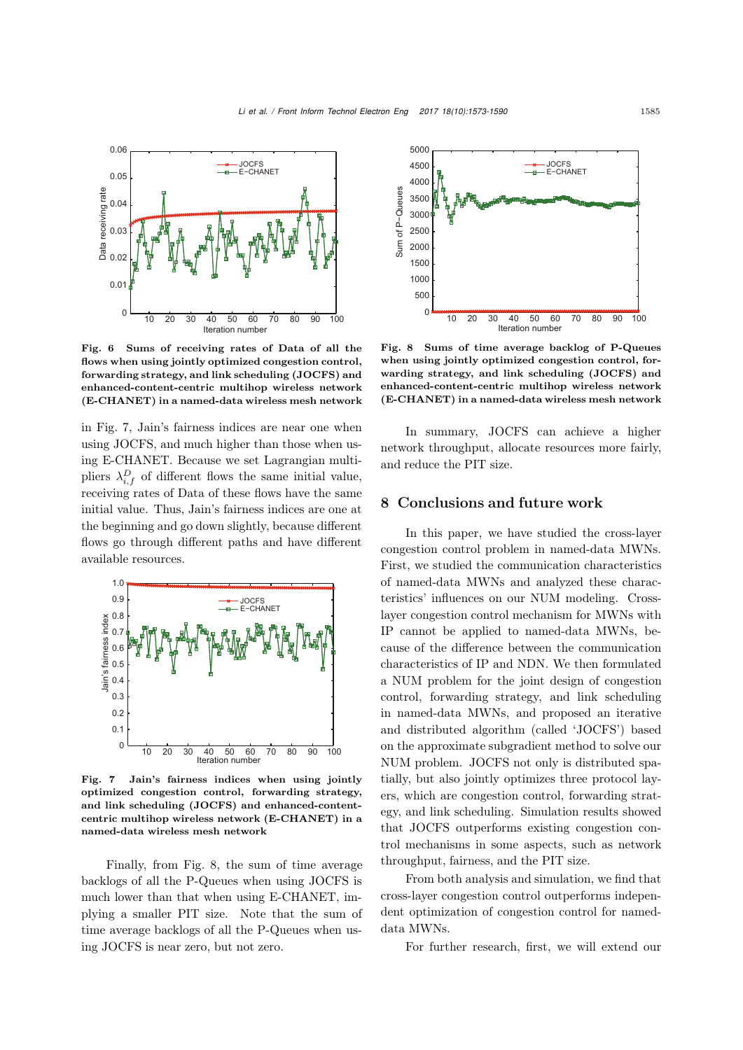**Fig. 6 Sums of receiving rates of Data of all the flows when using jointly optimized congestion control, forwarding strategy, and link scheduling (JOCFS) and enhanced-content-centric multihop wireless network (E-CHANET) in a named-data wireless mesh network**

in Fig. 7, Jain's fairness indices are near one when using JOCFS, and much higher than those when using E-CHANET. Because we set Lagrangian multipliers $\lambda_{i,f}^{D}$ of different flows the same initial value, receiving rates of Data of these flows have the same initial value. Thus, Jain's fairness indices are one at the beginning and go down slightly, because different flows go through different paths and have different available resources.

**Fig. 7 Jain's fairness indices when using jointly optimized congestion control, forwarding strategy, and link scheduling (JOCFS) and enhanced-content-centric multihop wireless network (E-CHANET) in a named-data wireless mesh network**

Finally, from Fig. 8, the sum of time average backlogs of all the P-Queues when using JOCFS is much lower than that when using E-CHANET, implying a smaller PIT size. Note that the sum of time average backlogs of all the P-Queues when using JOCFS is near zero, but not zero.

**Fig. 8 Sums of time average backlog of P-Queues when using jointly optimized congestion control, forwarding strategy, and link scheduling (JOCFS) and enhanced-content-centric multihop wireless network (E-CHANET) in a named-data wireless mesh network**

In summary, JOCFS can achieve a higher network throughput, allocate resources more fairly, and reduce the PIT size.

## 8 Conclusions and future work

In this paper, we have studied the cross-layer congestion control problem in named-data MWNs. First, we studied the communication characteristics of named-data MWNs and analyzed these characteristics' influences on our NUM modeling. Cross-layer congestion control mechanism for MWNs with IP cannot be applied to named-data MWNs, because of the difference between the communication characteristics of IP and NDN. We then formulated a NUM problem for the joint design of congestion control, forwarding strategy, and link scheduling in named-data MWNs, and proposed an iterative and distributed algorithm (called 'JOCFS') based on the approximate subgradient method to solve our NUM problem. JOCFS not only is distributed spatially, but also jointly optimizes three protocol layers, which are congestion control, forwarding strategy, and link scheduling. Simulation results showed that JOCFS outperforms existing congestion control mechanisms in some aspects, such as network throughput, fairness, and the PIT size.

From both analysis and simulation, we find that cross-layer congestion control outperforms independent optimization of congestion control for named-data MWNs.

For further research, first, we will extend our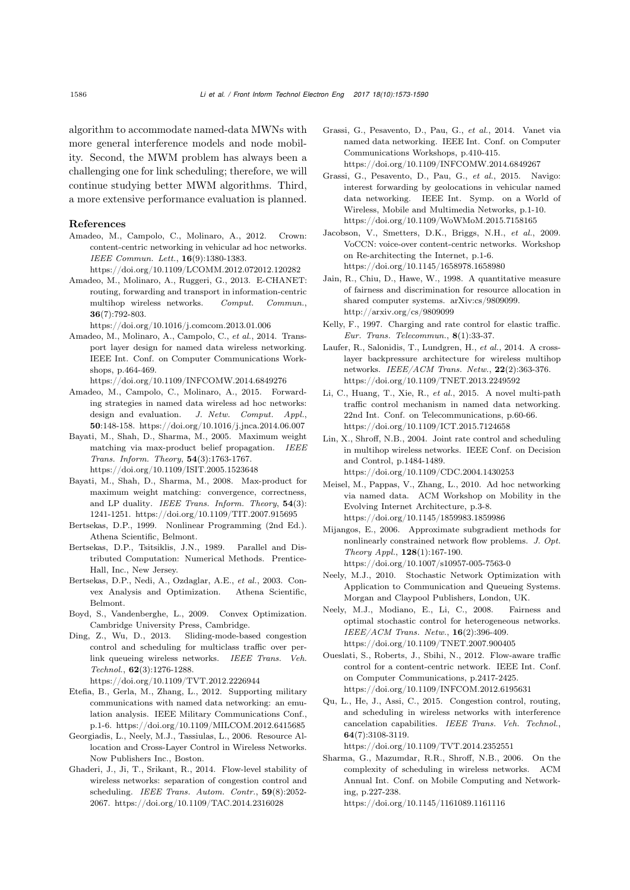algorithm to accommodate named-data MWNs with more general interference models and node mobility. Second, the MWM problem has always been a challenging one for link scheduling; therefore, we will continue studying better MWM algorithms. Third, a more extensive performance evaluation is planned.

## References

Amadeo, M., Campolo, C., Molinaro, A., 2012. Crown: content-centric networking in vehicular ad hoc networks. *IEEE Commun. Lett.*, **16**(9):1380-1383. https://doi.org/10.1109/LCOMM.2012.072012.120282

Amadeo, M., Molinaro, A., Ruggeri, G., 2013. E-CHANET: routing, forwarding and transport in information-centric multihop wireless networks. *Comput. Commun.*, **36**(7):792-803. https://doi.org/10.1016/j.comcom.2013.01.006

Amadeo, M., Molinaro, A., Campolo, C., *et al.*, 2014. Transport layer design for named data wireless networking. IEEE Int. Conf. on Computer Communications Workshops, p.464-469. https://doi.org/10.1109/INFCOMW.2014.6849276

Amadeo, M., Campolo, C., Molinaro, A., 2015. Forwarding strategies in named data wireless ad hoc networks: design and evaluation. *J. Netw. Comput. Appl.*, **50**:148-158. https://doi.org/10.1016/j.jnca.2014.06.007

Bayati, M., Shah, D., Sharma, M., 2005. Maximum weight matching via max-product belief propagation. *IEEE Trans. Inform. Theory*, **54**(3):1763-1767. https://doi.org/10.1109/ISIT.2005.1523648

Bayati, M., Shah, D., Sharma, M., 2008. Max-product for maximum weight matching: convergence, correctness, and LP duality. *IEEE Trans. Inform. Theory*, **54**(3): 1241-1251. https://doi.org/10.1109/TIT.2007.915695

Bertsekas, D.P., 1999. Nonlinear Programming (2nd Ed.). Athena Scientific, Belmont.

Bertsekas, D.P., Tsitsiklis, J.N., 1989. Parallel and Distributed Computation: Numerical Methods. Prentice-Hall, Inc., New Jersey.

Bertsekas, D.P., Nedi, A., Ozdaglar, A.E., *et al.*, 2003. Convex Analysis and Optimization. Athena Scientific, Belmont.

Boyd, S., Vandenberghe, L., 2009. Convex Optimization. Cambridge University Press, Cambridge.

Ding, Z., Wu, D., 2013. Sliding-mode-based congestion control and scheduling for multiclass traffic over per-link queueing wireless networks. *IEEE Trans. Veh. Technol.*, **62**(3):1276-1288. https://doi.org/10.1109/TVT.2012.2226944

Etefia, B., Gerla, M., Zhang, L., 2012. Supporting military communications with named data networking: an emulation analysis. IEEE Military Communications Conf., p.1-6. https://doi.org/10.1109/MILCOM.2012.6415685

Georgiadis, L., Neely, M.J., Tassiulas, L., 2006. Resource Allocation and Cross-Layer Control in Wireless Networks. Now Publishers Inc., Boston.

Ghaderi, J., Ji, T., Srikant, R., 2014. Flow-level stability of wireless networks: separation of congestion control and scheduling. *IEEE Trans. Autom. Contr.*, **59**(8):2052-2067. https://doi.org/10.1109/TAC.2014.2316028

Grassi, G., Pesavento, D., Pau, G., *et al.*, 2014. Vanet via named data networking. IEEE Int. Conf. on Computer Communications Workshops, p.410-415. https://doi.org/10.1109/INFCOMW.2014.6849267

Grassi, G., Pesavento, D., Pau, G., *et al.*, 2015. Navigo: interest forwarding by geolocations in vehicular named data networking. IEEE Int. Symp. on a World of Wireless, Mobile and Multimedia Networks, p.1-10. https://doi.org/10.1109/WoWMoM.2015.7158165

Jacobson, V., Smetters, D.K., Briggs, N.H., *et al.*, 2009. VoCCN: voice-over content-centric networks. Workshop on Re-architecting the Internet, p.1-6. https://doi.org/10.1145/1658978.1658980

Jain, R., Chiu, D., Hawe, W., 1998. A quantitative measure of fairness and discrimination for resource allocation in shared computer systems. arXiv:cs/9809099. http://arxiv.org/cs/9809099

Kelly, F., 1997. Charging and rate control for elastic traffic. *Eur. Trans. Telecommun.*, **8**(1):33-37.

Laufer, R., Salonidis, T., Lundgren, H., *et al.*, 2014. A cross-layer backpressure architecture for wireless multihop networks. *IEEE/ACM Trans. Netw.*, **22**(2):363-376. https://doi.org/10.1109/TNET.2013.2249592

Li, C., Huang, T., Xie, R., *et al.*, 2015. A novel multi-path traffic control mechanism in named data networking. 22nd Int. Conf. on Telecommunications, p.60-66. https://doi.org/10.1109/ICT.2015.7124658

Lin, X., Shroff, N.B., 2004. Joint rate control and scheduling in multihop wireless networks. IEEE Conf. on Decision and Control, p.1484-1489. https://doi.org/10.1109/CDC.2004.1430253

Meisel, M., Pappas, V., Zhang, L., 2010. Ad hoc networking via named data. ACM Workshop on Mobility in the Evolving Internet Architecture, p.3-8. https://doi.org/10.1145/1859983.1859986

Mijangos, E., 2006. Approximate subgradient methods for nonlinearly constrained network flow problems. *J. Opt. Theory Appl.*, **128**(1):167-190. https://doi.org/10.1007/s10957-005-7563-0

Neely, M.J., 2010. Stochastic Network Optimization with Application to Communication and Queueing Systems. Morgan and Claypool Publishers, London, UK.

Neely, M.J., Modiano, E., Li, C., 2008. Fairness and optimal stochastic control for heterogeneous networks. *IEEE/ACM Trans. Netw.*, **16**(2):396-409. https://doi.org/10.1109/TNET.2007.900405

Oueslati, S., Roberts, J., Sbihi, N., 2012. Flow-aware traffic control for a content-centric network. IEEE Int. Conf. on Computer Communications, p.2417-2425. https://doi.org/10.1109/INFCOM.2012.6195631

Qu, L., He, J., Assi, C., 2015. Congestion control, routing, and scheduling in wireless networks with interference cancelation capabilities. *IEEE Trans. Veh. Technol.*, **64**(7):3108-3119. https://doi.org/10.1109/TVT.2014.2352551

Sharma, G., Mazumdar, R.R., Shroff, N.B., 2006. On the complexity of scheduling in wireless networks. ACM Annual Int. Conf. on Mobile Computing and Networking, p.227-238. https://doi.org/10.1145/1161089.1161116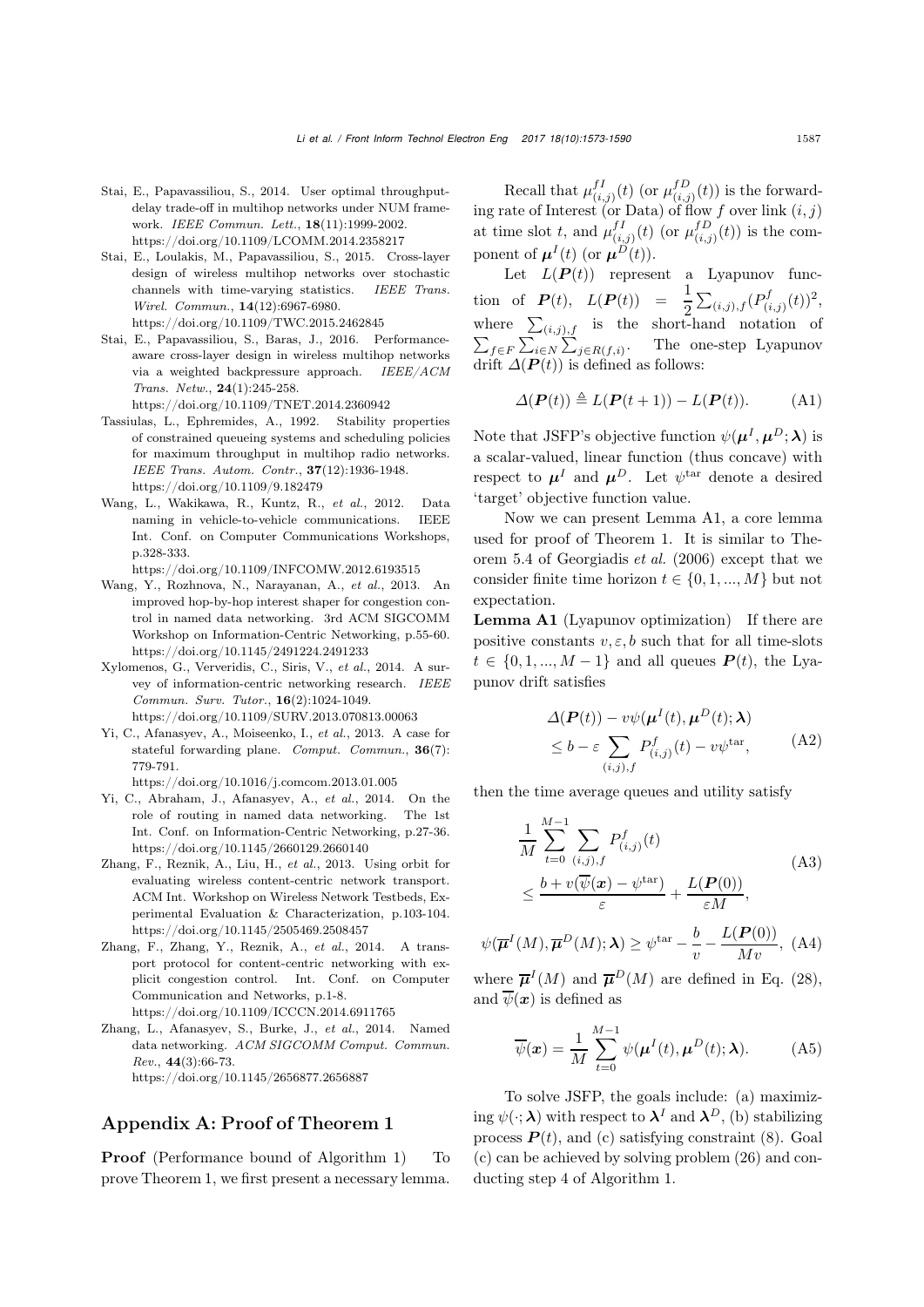Stai, E., Papavassiliou, S., 2014. User optimal throughput-delay trade-off in multihop networks under NUM framework. *IEEE Commun. Lett.*, **18**(11):1999-2002. https://doi.org/10.1109/LCOMM.2014.2358217

Stai, E., Loulakis, M., Papavassiliou, S., 2015. Cross-layer design of wireless multihop networks over stochastic channels with time-varying statistics. *IEEE Trans. Wirel. Commun.*, **14**(12):6967-6980. https://doi.org/10.1109/TWC.2015.2462845

Stai, E., Papavassiliou, S., Baras, J., 2016. Performance-aware cross-layer design in wireless multihop networks via a weighted backpressure approach. *IEEE/ACM Trans. Netw.*, **24**(1):245-258. https://doi.org/10.1109/TNET.2014.2360942

Tassiulas, L., Ephremides, A., 1992. Stability properties of constrained queueing systems and scheduling policies for maximum throughput in multihop radio networks. *IEEE Trans. Autom. Contr.*, **37**(12):1936-1948. https://doi.org/10.1109/9.182479

Wang, L., Wakikawa, R., Kuntz, R., *et al.*, 2012. Data naming in vehicle-to-vehicle communications. IEEE Int. Conf. on Computer Communications Workshops, p.328-333. https://doi.org/10.1109/INFCOMW.2012.6193515

Wang, Y., Rozhnova, N., Narayanan, A., *et al.*, 2013. An improved hop-by-hop interest shaper for congestion control in named data networking. 3rd ACM SIGCOMM Workshop on Information-Centric Networking, p.55-60. https://doi.org/10.1145/2491224.2491233

Xylomenos, G., Ververidis, C., Siris, V., *et al.*, 2014. A survey of information-centric networking research. *IEEE Commun. Surv. Tutor.*, **16**(2):1024-1049. https://doi.org/10.1109/SURV.2013.070813.00063

Yi, C., Afanasyev, A., Moiseenko, I., *et al.*, 2013. A case for stateful forwarding plane. *Comput. Commun.*, **36**(7): 779-791. https://doi.org/10.1016/j.comcom.2013.01.005

Yi, C., Abraham, J., Afanasyev, A., *et al.*, 2014. On the role of routing in named data networking. The 1st Int. Conf. on Information-Centric Networking, p.27-36. https://doi.org/10.1145/2660129.2660140

Zhang, F., Reznik, A., Liu, H., *et al.*, 2013. Using orbit for evaluating wireless content-centric network transport. ACM Int. Workshop on Wireless Network Testbeds, Experimental Evaluation & Characterization, p.103-104. https://doi.org/10.1145/2505469.2508457

Zhang, F., Zhang, Y., Reznik, A., *et al.*, 2014. A transport protocol for content-centric networking with explicit congestion control. Int. Conf. on Computer Communication and Networks, p.1-8. https://doi.org/10.1109/ICCCN.2014.6911765

Zhang, L., Afanasyev, S., Burke, J., *et al.*, 2014. Named data networking. *ACM SIGCOMM Comput. Commun. Rev.*, **44**(3):66-73. https://doi.org/10.1145/2656877.2656887

## Appendix A: Proof of Theorem 1

**Proof** (Performance bound of Algorithm 1) To prove Theorem 1, we first present a necessary lemma.

Recall that $\mu^{fI}_{(i,j)}(t)$ (or $\mu^{fD}_{(i,j)}(t)$) is the forwarding rate of Interest (or Data) of flow $f$ over link $(i,j)$ at time slot $t$, and $\mu^{fI}_{(i,j)}(t)$ (or $\mu^{fD}_{(i,j)}(t)$) is the component of $\boldsymbol{\mu}^I(t)$ (or $\boldsymbol{\mu}^D(t)$).

Let $L(\boldsymbol{P}(t))$ represent a Lyapunov function of $\boldsymbol{P}(t)$, $L(\boldsymbol{P}(t)) = \frac{1}{2}\sum_{(i,j),f}(P^f_{(i,j)}(t))^2$, where $\sum_{(i,j),f}$ is the short-hand notation of $\sum_{f\in F}\sum_{i\in N}\sum_{j\in R(f,i)}$. The one-step Lyapunov drift $\Delta(\boldsymbol{P}(t))$ is defined as follows:

$$\Delta(\boldsymbol{P}(t)) \triangleq L(\boldsymbol{P}(t+1)) - L(\boldsymbol{P}(t)). \tag{A1}$$

Note that JSFP's objective function $\psi(\boldsymbol{\mu}^I, \boldsymbol{\mu}^D; \boldsymbol{\lambda})$ is a scalar-valued, linear function (thus concave) with respect to $\boldsymbol{\mu}^I$ and $\boldsymbol{\mu}^D$. Let $\psi^{\text{tar}}$ denote a desired 'target' objective function value.

Now we can present Lemma A1, a core lemma used for proof of Theorem 1. It is similar to Theorem 5.4 of Georgiadis *et al.* (2006) except that we consider finite time horizon $t \in \{0, 1, ..., M\}$ but not expectation.

**Lemma A1** (Lyapunov optimization) If there are positive constants $v, \varepsilon, b$ such that for all time-slots $t \in \{0, 1, ..., M-1\}$ and all queues $\boldsymbol{P}(t)$, the Lyapunov drift satisfies

$$\begin{aligned}&\Delta(\boldsymbol{P}(t)) - v\psi(\boldsymbol{\mu}^I(t), \boldsymbol{\mu}^D(t); \boldsymbol{\lambda})\\&\leq b - \varepsilon\sum_{(i,j),f} P^f_{(i,j)}(t) - v\psi^{\text{tar}},\end{aligned} \tag{A2}$$

then the time average queues and utility satisfy

$$\begin{aligned}&\frac{1}{M}\sum_{t=0}^{M-1}\sum_{(i,j),f} P^f_{(i,j)}(t)\\&\leq \frac{b + v(\overline{\psi}(\boldsymbol{x}) - \psi^{\text{tar}})}{\varepsilon} + \frac{L(\boldsymbol{P}(0))}{\varepsilon M},\end{aligned} \tag{A3}$$

$$\psi(\overline{\boldsymbol{\mu}}^I(M), \overline{\boldsymbol{\mu}}^D(M); \boldsymbol{\lambda}) \geq \psi^{\text{tar}} - \frac{b}{v} - \frac{L(\boldsymbol{P}(0))}{Mv}, \tag{A4}$$

where $\overline{\boldsymbol{\mu}}^I(M)$ and $\overline{\boldsymbol{\mu}}^D(M)$ are defined in Eq. (28), and $\overline{\psi}(\boldsymbol{x})$ is defined as

$$\overline{\psi}(\boldsymbol{x}) = \frac{1}{M}\sum_{t=0}^{M-1}\psi(\boldsymbol{\mu}^I(t), \boldsymbol{\mu}^D(t); \boldsymbol{\lambda}). \tag{A5}$$

To solve JSFP, the goals include: (a) maximizing $\psi(\cdot; \boldsymbol{\lambda})$ with respect to $\boldsymbol{\lambda}^I$ and $\boldsymbol{\lambda}^D$, (b) stabilizing process $\boldsymbol{P}(t)$, and (c) satisfying constraint (8). Goal (c) can be achieved by solving problem (26) and conducting step 4 of Algorithm 1.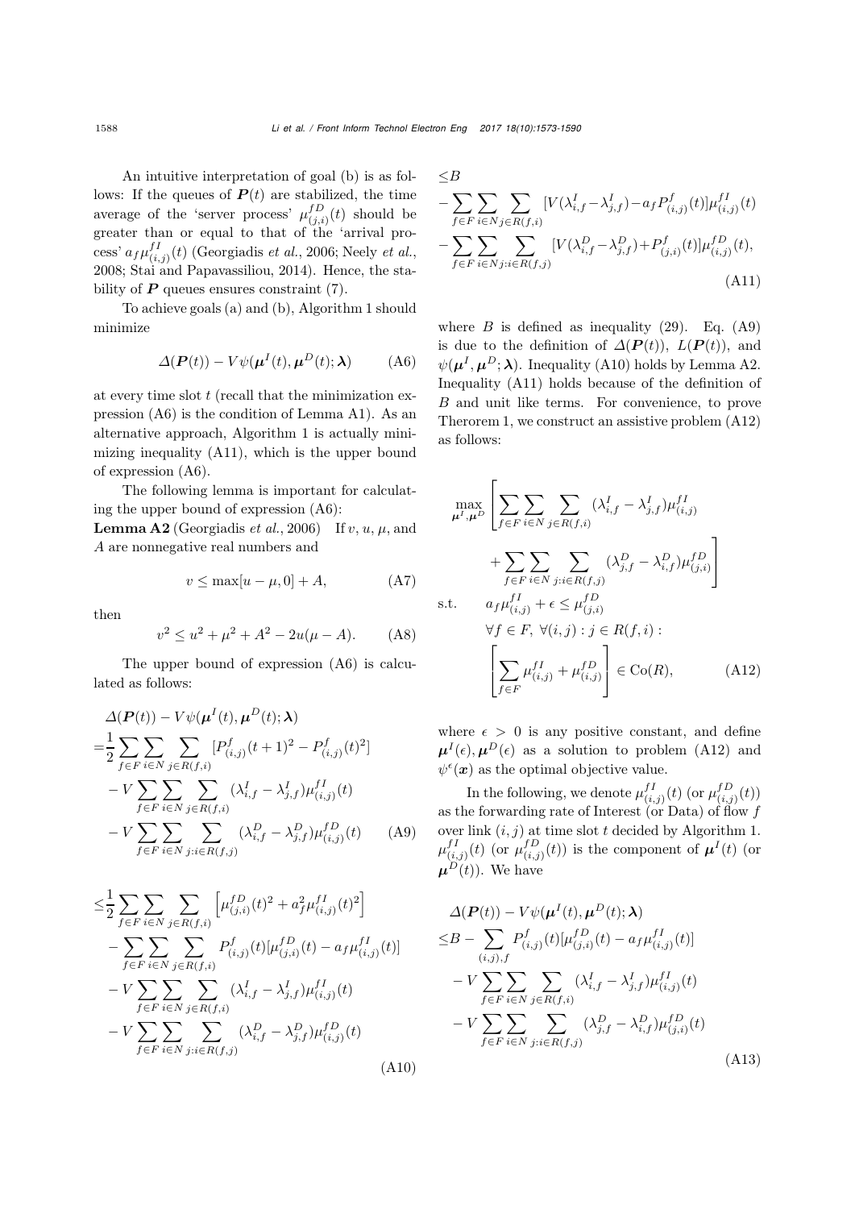An intuitive interpretation of goal (b) is as follows: If the queues of $\boldsymbol{P}(t)$ are stabilized, the time average of the 'server process' $\mu^{fD}_{(j,i)}(t)$ should be greater than or equal to that of the 'arrival process' $a_f\mu^{fI}_{(i,j)}(t)$ (Georgiadis *et al.*, 2006; Neely *et al.*, 2008; Stai and Papavassiliou, 2014). Hence, the stability of $\boldsymbol{P}$ queues ensures constraint (7).

To achieve goals (a) and (b), Algorithm 1 should minimize

$$\Delta(\boldsymbol{P}(t)) - V\psi(\boldsymbol{\mu}^I(t), \boldsymbol{\mu}^D(t); \boldsymbol{\lambda}) \tag{A6}$$

at every time slot $t$ (recall that the minimization expression (A6) is the condition of Lemma A1). As an alternative approach, Algorithm 1 is actually minimizing inequality (A11), which is the upper bound of expression (A6).

The following lemma is important for calculating the upper bound of expression (A6):

**Lemma A2** (Georgiadis *et al.*, 2006) If $v$, $u$, $\mu$, and $A$ are nonnegative real numbers and

$$v \leq \max[u - \mu, 0] + A, \tag{A7}$$

then

$$v^2 \leq u^2 + \mu^2 + A^2 - 2u(\mu - A). \tag{A8}$$

The upper bound of expression (A6) is calculated as follows:

$$\begin{aligned}
&\Delta(\boldsymbol{P}(t)) - V\psi(\boldsymbol{\mu}^I(t), \boldsymbol{\mu}^D(t); \boldsymbol{\lambda}) \\
=&\frac{1}{2}\sum_{f\in F}\sum_{i\in N}\sum_{j\in R(f,i)}[P^f_{(i,j)}(t+1)^2 - P^f_{(i,j)}(t)^2] \\
&- V\sum_{f\in F}\sum_{i\in N}\sum_{j\in R(f,i)}(\lambda^I_{i,f} - \lambda^I_{j,f})\mu^{fI}_{(i,j)}(t) \\
&- V\sum_{f\in F}\sum_{i\in N}\sum_{j:i\in R(f,j)}(\lambda^D_{i,f} - \lambda^D_{j,f})\mu^{fD}_{(i,j)}(t)
\end{aligned} \tag{A9}$$

$$\begin{aligned}
\leq&\frac{1}{2}\sum_{f\in F}\sum_{i\in N}\sum_{j\in R(f,i)}\left[\mu^{fD}_{(j,i)}(t)^2 + a_f^2\mu^{fI}_{(i,j)}(t)^2\right] \\
&- \sum_{f\in F}\sum_{i\in N}\sum_{j\in R(f,i)}P^f_{(i,j)}(t)[\mu^{fD}_{(j,i)}(t) - a_f\mu^{fI}_{(i,j)}(t)] \\
&- V\sum_{f\in F}\sum_{i\in N}\sum_{j\in R(f,i)}(\lambda^I_{i,f} - \lambda^I_{j,f})\mu^{fI}_{(i,j)}(t) \\
&- V\sum_{f\in F}\sum_{i\in N}\sum_{j:i\in R(f,j)}(\lambda^D_{i,f} - \lambda^D_{j,f})\mu^{fD}_{(i,j)}(t)
\end{aligned} \tag{A10}$$

$$\begin{aligned}
\leq&B \\
&- \sum_{f\in F}\sum_{i\in N}\sum_{j\in R(f,i)}[V(\lambda^I_{i,f} - \lambda^I_{j,f}) - a_f P^f_{(i,j)}(t)]\mu^{fI}_{(i,j)}(t) \\
&- \sum_{f\in F}\sum_{i\in N}\sum_{j:i\in R(f,j)}[V(\lambda^D_{i,f} - \lambda^D_{j,f}) + P^f_{(j,i)}(t)]\mu^{fD}_{(i,j)}(t),
\end{aligned} \tag{A11}$$

where $B$ is defined as inequality (29). Eq. (A9) is due to the definition of $\Delta(\boldsymbol{P}(t))$, $L(\boldsymbol{P}(t))$, and $\psi(\boldsymbol{\mu}^I, \boldsymbol{\mu}^D; \boldsymbol{\lambda})$. Inequality (A10) holds by Lemma A2. Inequality (A11) holds because of the definition of $B$ and unit like terms. For convenience, to prove Therorem 1, we construct an assistive problem (A12) as follows:

$$\begin{aligned}
\max_{\boldsymbol{\mu}^I,\boldsymbol{\mu}^D}\ &\Bigg[\sum_{f\in F}\sum_{i\in N}\sum_{j\in R(f,i)}(\lambda^I_{i,f} - \lambda^I_{j,f})\mu^{fI}_{(i,j)} \\
&+ \sum_{f\in F}\sum_{i\in N}\sum_{j:i\in R(f,j)}(\lambda^D_{j,f} - \lambda^D_{i,f})\mu^{fD}_{(j,i)}\Bigg] \\
\text{s.t.}\quad &a_f\mu^{fI}_{(i,j)} + \epsilon \leq \mu^{fD}_{(j,i)} \\
&\forall f\in F,\ \forall(i,j): j\in R(f,i): \\
&\left[\sum_{f\in F}\mu^{fI}_{(i,j)} + \mu^{fD}_{(i,j)}\right] \in \mathrm{Co}(R),
\end{aligned} \tag{A12}$$

where $\epsilon > 0$ is any positive constant, and define $\boldsymbol{\mu}^I(\epsilon), \boldsymbol{\mu}^D(\epsilon)$ as a solution to problem (A12) and $\psi^\epsilon(\boldsymbol{x})$ as the optimal objective value.

In the following, we denote $\mu^{fI}_{(i,j)}(t)$ (or $\mu^{fD}_{(i,j)}(t)$) as the forwarding rate of Interest (or Data) of flow $f$ over link $(i,j)$ at time slot $t$ decided by Algorithm 1. $\mu^{fI}_{(i,j)}(t)$ (or $\mu^{fD}_{(i,j)}(t)$) is the component of $\boldsymbol{\mu}^I(t)$ (or $\boldsymbol{\mu}^D(t)$). We have

$$\begin{aligned}
&\Delta(\boldsymbol{P}(t)) - V\psi(\boldsymbol{\mu}^I(t), \boldsymbol{\mu}^D(t); \boldsymbol{\lambda}) \\
\leq&B - \sum_{(i,j),f}P^f_{(i,j)}(t)[\mu^{fD}_{(j,i)}(t) - a_f\mu^{fI}_{(i,j)}(t)] \\
&- V\sum_{f\in F}\sum_{i\in N}\sum_{j\in R(f,i)}(\lambda^I_{i,f} - \lambda^I_{j,f})\mu^{fI}_{(i,j)}(t) \\
&- V\sum_{f\in F}\sum_{i\in N}\sum_{j:i\in R(f,j)}(\lambda^D_{j,f} - \lambda^D_{i,f})\mu^{fD}_{(j,i)}(t)
\end{aligned} \tag{A13}$$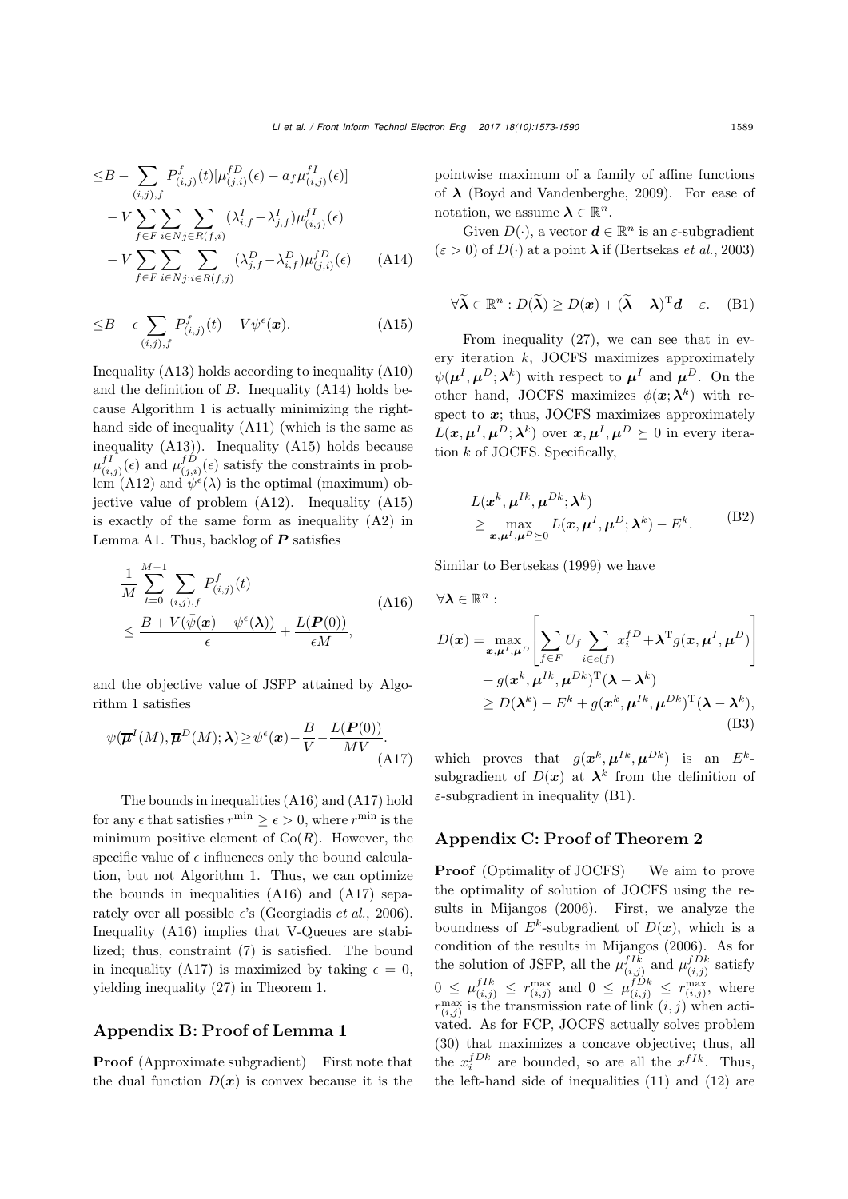$$
\begin{aligned}
\leq & B-\sum_{(i,j),f} P_{(i,j)}^{f}(t)[\mu_{(j,i)}^{fD}(\epsilon)-a_f\mu_{(i,j)}^{fI}(\epsilon)] \\
& -V\sum_{f\in F}\sum_{i\in N}\sum_{j\in R(f,i)}(\lambda_{i,f}^{I}-\lambda_{j,f}^{I})\mu_{(i,j)}^{fI}(\epsilon) \\
& -V\sum_{f\in F}\sum_{i\in N}\sum_{j:i\in R(f,j)}(\lambda_{j,f}^{D}-\lambda_{i,f}^{D})\mu_{(j,i)}^{fD}(\epsilon) \qquad \text{(A14)}
\end{aligned}
$$

$$
\leq B-\epsilon\sum_{(i,j),f}P_{(i,j)}^{f}(t)-V\psi^{\epsilon}(\boldsymbol{x}). \qquad \text{(A15)}
$$

Inequality (A13) holds according to inequality (A10) and the definition of $B$. Inequality (A14) holds because Algorithm 1 is actually minimizing the right-hand side of inequality (A11) (which is the same as inequality (A13)). Inequality (A15) holds because $\mu_{(i,j)}^{fI}(\epsilon)$ and $\mu_{(j,i)}^{fD}(\epsilon)$ satisfy the constraints in problem (A12) and $\psi^{\epsilon}(\lambda)$ is the optimal (maximum) objective value of problem (A12). Inequality (A15) is exactly of the same form as inequality (A2) in Lemma A1. Thus, backlog of $\boldsymbol{P}$ satisfies

$$
\begin{aligned}
&\frac{1}{M}\sum_{t=0}^{M-1}\sum_{(i,j),f}P_{(i,j)}^{f}(t) \\
&\leq \frac{B+V(\bar{\psi}(\boldsymbol{x})-\psi^{\epsilon}(\boldsymbol{\lambda}))}{\epsilon}+\frac{L(\boldsymbol{P}(0))}{\epsilon M},
\end{aligned} \qquad \text{(A16)}
$$

and the objective value of JSFP attained by Algorithm 1 satisfies

$$
\psi(\overline{\boldsymbol{\mu}}^{I}(M),\overline{\boldsymbol{\mu}}^{D}(M);\boldsymbol{\lambda})\geq\psi^{\epsilon}(\boldsymbol{x})-\frac{B}{V}-\frac{L(\boldsymbol{P}(0))}{MV}. \qquad \text{(A17)}
$$

The bounds in inequalities (A16) and (A17) hold for any $\epsilon$ that satisfies $r^{\min}\geq\epsilon>0$, where $r^{\min}$ is the minimum positive element of $\mathrm{Co}(R)$. However, the specific value of $\epsilon$ influences only the bound calculation, but not Algorithm 1. Thus, we can optimize the bounds in inequalities (A16) and (A17) separately over all possible $\epsilon$'s (Georgiadis *et al.*, 2006). Inequality (A16) implies that V-Queues are stabilized; thus, constraint (7) is satisfied. The bound in inequality (A17) is maximized by taking $\epsilon=0$, yielding inequality (27) in Theorem 1.

## Appendix B: Proof of Lemma 1

**Proof** (Approximate subgradient) First note that the dual function $D(\boldsymbol{x})$ is convex because it is the pointwise maximum of a family of affine functions of $\boldsymbol{\lambda}$ (Boyd and Vandenberghe, 2009). For ease of notation, we assume $\boldsymbol{\lambda}\in\mathbb{R}^n$.

Given $D(\cdot)$, a vector $\boldsymbol{d}\in\mathbb{R}^n$ is an $\varepsilon$-subgradient ($\varepsilon>0$) of $D(\cdot)$ at a point $\boldsymbol{\lambda}$ if (Bertsekas *et al.*, 2003)

$$
\forall\widetilde{\boldsymbol{\lambda}}\in\mathbb{R}^n: D(\widetilde{\boldsymbol{\lambda}})\geq D(\boldsymbol{x})+(\widetilde{\boldsymbol{\lambda}}-\boldsymbol{\lambda})^{\mathrm{T}}\boldsymbol{d}-\varepsilon. \qquad \text{(B1)}
$$

From inequality (27), we can see that in every iteration $k$, JOCFS maximizes approximately $\psi(\boldsymbol{\mu}^I,\boldsymbol{\mu}^D;\boldsymbol{\lambda}^k)$ with respect to $\boldsymbol{\mu}^I$ and $\boldsymbol{\mu}^D$. On the other hand, JOCFS maximizes $\phi(\boldsymbol{x};\boldsymbol{\lambda}^k)$ with respect to $\boldsymbol{x}$; thus, JOCFS maximizes approximately $L(\boldsymbol{x},\boldsymbol{\mu}^I,\boldsymbol{\mu}^D;\boldsymbol{\lambda}^k)$ over $\boldsymbol{x},\boldsymbol{\mu}^I,\boldsymbol{\mu}^D\succeq 0$ in every iteration $k$ of JOCFS. Specifically,

$$
\begin{aligned}
&L(\boldsymbol{x}^k,\boldsymbol{\mu}^{Ik},\boldsymbol{\mu}^{Dk};\boldsymbol{\lambda}^k) \\
&\geq \max_{\boldsymbol{x},\boldsymbol{\mu}^I,\boldsymbol{\mu}^D\succeq 0}L(\boldsymbol{x},\boldsymbol{\mu}^I,\boldsymbol{\mu}^D;\boldsymbol{\lambda}^k)-E^k.
\end{aligned} \qquad \text{(B2)}
$$

Similar to Bertsekas (1999) we have

$$
\begin{aligned}
&\forall\boldsymbol{\lambda}\in\mathbb{R}^n: \\
&D(\boldsymbol{x})=\max_{\boldsymbol{x},\boldsymbol{\mu}^I,\boldsymbol{\mu}^D}\left[\sum_{f\in F}U_f\sum_{i\in e(f)}x_i^{fD}+\boldsymbol{\lambda}^{\mathrm{T}}g(\boldsymbol{x},\boldsymbol{\mu}^I,\boldsymbol{\mu}^D)\right] \\
&\quad +g(\boldsymbol{x}^k,\boldsymbol{\mu}^{Ik},\boldsymbol{\mu}^{Dk})^{\mathrm{T}}(\boldsymbol{\lambda}-\boldsymbol{\lambda}^k) \\
&\quad \geq D(\boldsymbol{\lambda}^k)-E^k+g(\boldsymbol{x}^k,\boldsymbol{\mu}^{Ik},\boldsymbol{\mu}^{Dk})^{\mathrm{T}}(\boldsymbol{\lambda}-\boldsymbol{\lambda}^k),
\end{aligned} \qquad \text{(B3)}
$$

which proves that $g(\boldsymbol{x}^k,\boldsymbol{\mu}^{Ik},\boldsymbol{\mu}^{Dk})$ is an $E^k$-subgradient of $D(\boldsymbol{x})$ at $\boldsymbol{\lambda}^k$ from the definition of $\varepsilon$-subgradient in inequality (B1).

## Appendix C: Proof of Theorem 2

**Proof** (Optimality of JOCFS) We aim to prove the optimality of solution of JOCFS using the results in Mijangos (2006). First, we analyze the boundness of $E^k$-subgradient of $D(\boldsymbol{x})$, which is a condition of the results in Mijangos (2006). As for the solution of JSFP, all the $\mu_{(i,j)}^{fIk}$ and $\mu_{(i,j)}^{fDk}$ satisfy $0\leq\mu_{(i,j)}^{fIk}\leq r_{(i,j)}^{\max}$ and $0\leq\mu_{(i,j)}^{fDk}\leq r_{(i,j)}^{\max}$, where $r_{(i,j)}^{\max}$ is the transmission rate of link $(i,j)$ when activated. As for FCP, JOCFS actually solves problem (30) that maximizes a concave objective; thus, all the $x_i^{fDk}$ are bounded, so are all the $x^{fIk}$. Thus, the left-hand side of inequalities (11) and (12) are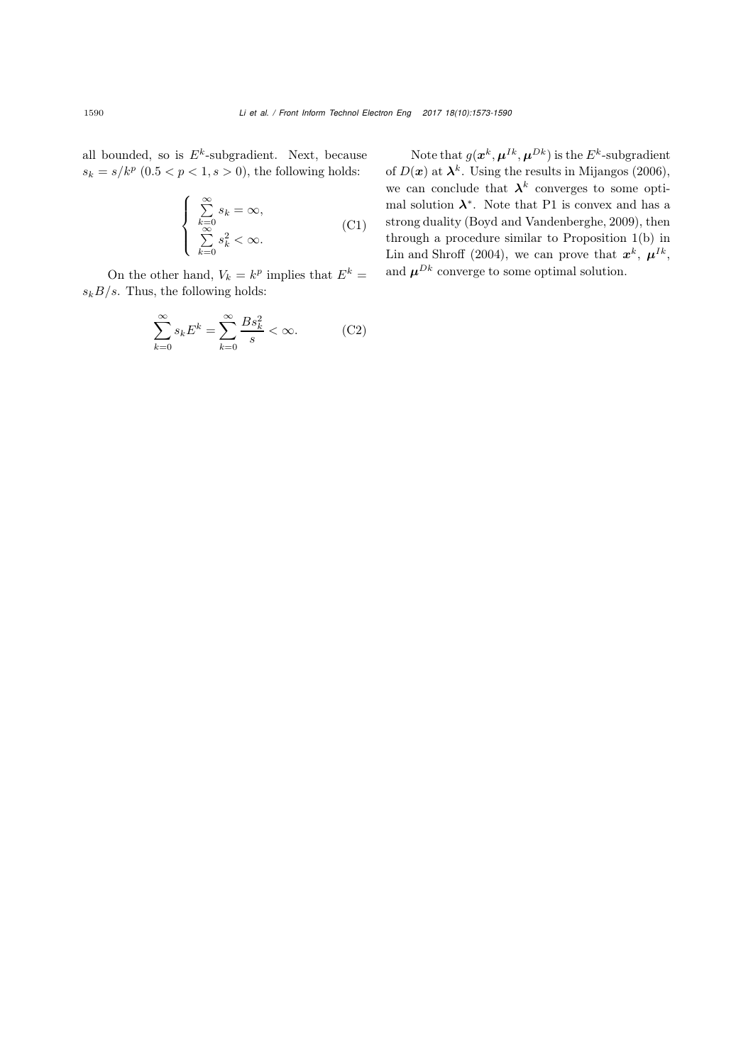all bounded, so is $E^k$-subgradient. Next, because $s_k = s/k^p$ $(0.5 < p < 1, s > 0)$, the following holds:

$$\begin{cases} \sum\limits_{k=0}^{\infty} s_k = \infty, \\ \sum\limits_{k=0}^{\infty} s_k^2 < \infty. \end{cases} \tag{C1}$$

On the other hand, $V_k = k^p$ implies that $E^k = s_k B/s$. Thus, the following holds:

$$\sum_{k=0}^{\infty} s_k E^k = \sum_{k=0}^{\infty} \frac{B s_k^2}{s} < \infty. \tag{C2}$$

Note that $g(\boldsymbol{x}^k, \boldsymbol{\mu}^{Ik}, \boldsymbol{\mu}^{Dk})$ is the $E^k$-subgradient of $D(\boldsymbol{x})$ at $\boldsymbol{\lambda}^k$. Using the results in Mijangos (2006), we can conclude that $\boldsymbol{\lambda}^k$ converges to some optimal solution $\boldsymbol{\lambda}^*$. Note that P1 is convex and has a strong duality (Boyd and Vandenberghe, 2009), then through a procedure similar to Proposition 1(b) in Lin and Shroff (2004), we can prove that $\boldsymbol{x}^k$, $\boldsymbol{\mu}^{Ik}$, and $\boldsymbol{\mu}^{Dk}$ converge to some optimal solution.